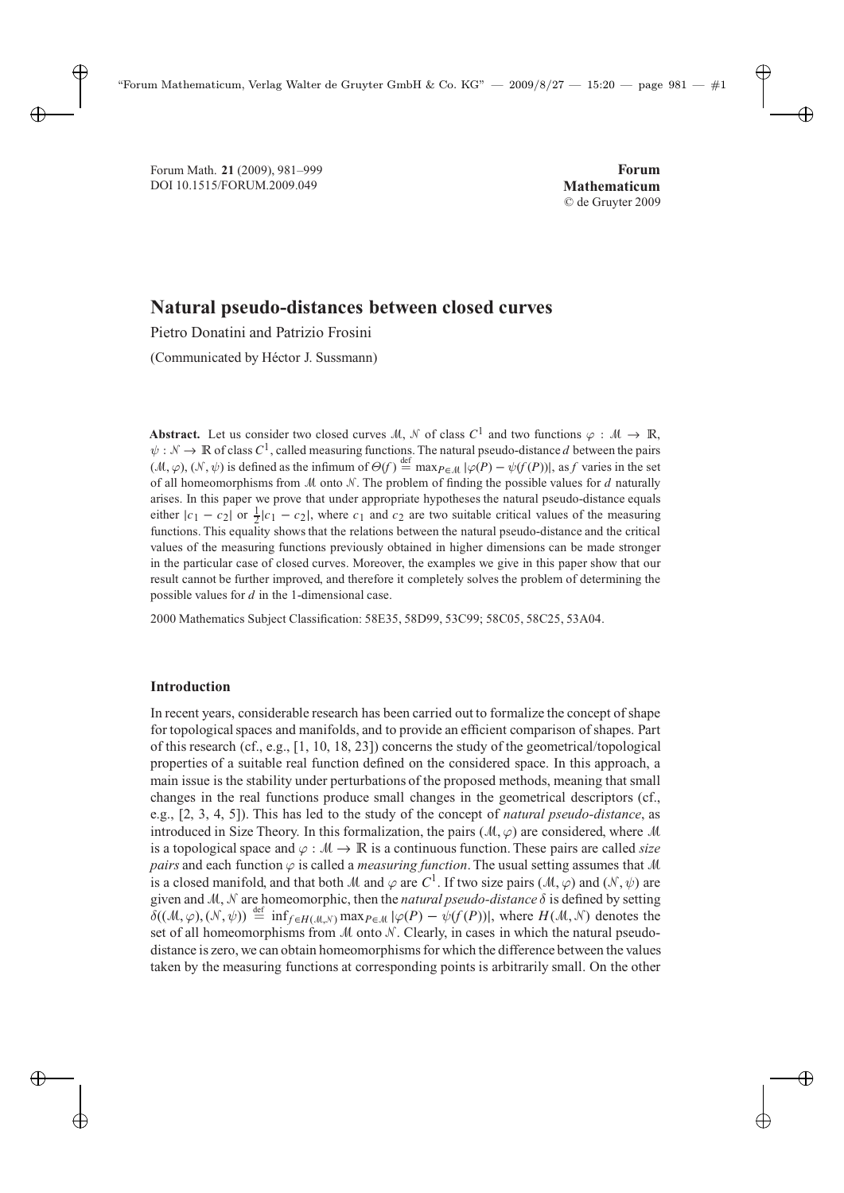Forum Math. **21** (2009), 981–999
DOI 10.1515/FORUM.2009.049

**Forum Mathematicum**
© de Gruyter 2009

# Natural pseudo-distances between closed curves

Pietro Donatini and Patrizio Frosini

(Communicated by Héctor J. Sussmann)

**Abstract.** Let us consider two closed curves $\mathcal{M}$, $\mathcal{N}$ of class $C^1$ and two functions $\varphi : \mathcal{M} \to \mathbb{R}$, $\psi : \mathcal{N} \to \mathbb{R}$ of class $C^1$, called measuring functions. The natural pseudo-distance $d$ between the pairs $(\mathcal{M}, \varphi)$, $(\mathcal{N}, \psi)$ is defined as the infimum of $\Theta(f) \stackrel{\text{def}}{=} \max_{P \in \mathcal{M}} |\varphi(P) - \psi(f(P))|$, as $f$ varies in the set of all homeomorphisms from $\mathcal{M}$ onto $\mathcal{N}$. The problem of finding the possible values for $d$ naturally arises. In this paper we prove that under appropriate hypotheses the natural pseudo-distance equals either $|c_1 - c_2|$ or $\frac{1}{2}|c_1 - c_2|$, where $c_1$ and $c_2$ are two suitable critical values of the measuring functions. This equality shows that the relations between the natural pseudo-distance and the critical values of the measuring functions previously obtained in higher dimensions can be made stronger in the particular case of closed curves. Moreover, the examples we give in this paper show that our result cannot be further improved, and therefore it completely solves the problem of determining the possible values for $d$ in the 1-dimensional case.

2000 Mathematics Subject Classification: 58E35, 58D99, 53C99; 58C05, 58C25, 53A04.

## Introduction

In recent years, considerable research has been carried out to formalize the concept of shape for topological spaces and manifolds, and to provide an efficient comparison of shapes. Part of this research (cf., e.g., [1, 10, 18, 23]) concerns the study of the geometrical/topological properties of a suitable real function defined on the considered space. In this approach, a main issue is the stability under perturbations of the proposed methods, meaning that small changes in the real functions produce small changes in the geometrical descriptors (cf., e.g., [2, 3, 4, 5]). This has led to the study of the concept of *natural pseudo-distance*, as introduced in Size Theory. In this formalization, the pairs $(\mathcal{M}, \varphi)$ are considered, where $\mathcal{M}$ is a topological space and $\varphi : \mathcal{M} \to \mathbb{R}$ is a continuous function. These pairs are called *size pairs* and each function $\varphi$ is called a *measuring function*. The usual setting assumes that $\mathcal{M}$ is a closed manifold, and that both $\mathcal{M}$ and $\varphi$ are $C^1$. If two size pairs $(\mathcal{M}, \varphi)$ and $(\mathcal{N}, \psi)$ are given and $\mathcal{M}$, $\mathcal{N}$ are homeomorphic, then the *natural pseudo-distance* $\delta$ is defined by setting $\delta((\mathcal{M}, \varphi), (\mathcal{N}, \psi)) \stackrel{\text{def}}{=} \inf_{f \in H(\mathcal{M},\mathcal{N})} \max_{P \in \mathcal{M}} |\varphi(P) - \psi(f(P))|$, where $H(\mathcal{M}, \mathcal{N})$ denotes the set of all homeomorphisms from $\mathcal{M}$ onto $\mathcal{N}$. Clearly, in cases in which the natural pseudo-distance is zero, we can obtain homeomorphisms for which the difference between the values taken by the measuring functions at corresponding points is arbitrarily small. On the other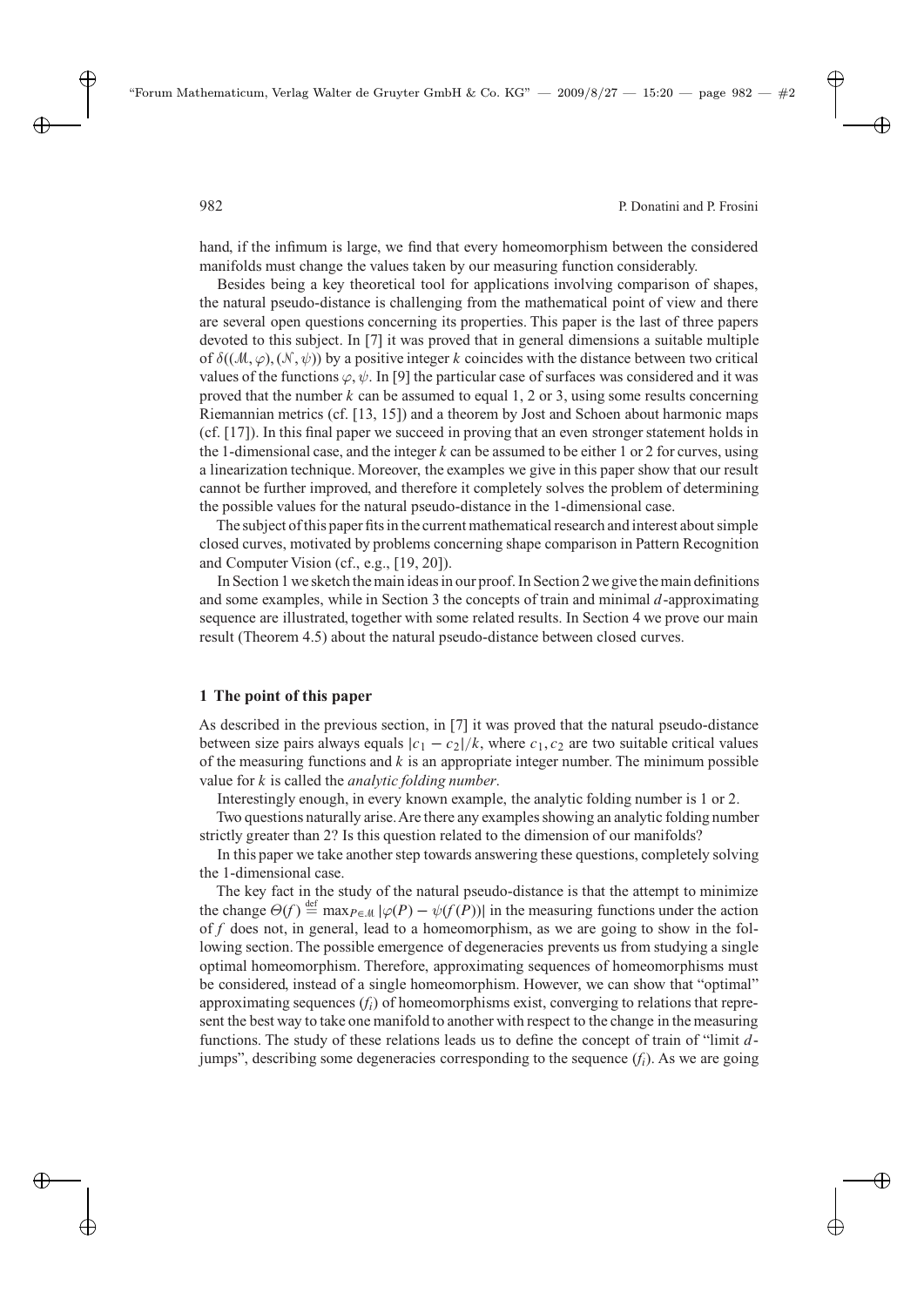hand, if the infimum is large, we find that every homeomorphism between the considered manifolds must change the values taken by our measuring function considerably.

Besides being a key theoretical tool for applications involving comparison of shapes, the natural pseudo-distance is challenging from the mathematical point of view and there are several open questions concerning its properties. This paper is the last of three papers devoted to this subject. In [7] it was proved that in general dimensions a suitable multiple of $\delta((\mathcal{M}, \varphi), (\mathcal{N}, \psi))$ by a positive integer $k$ coincides with the distance between two critical values of the functions $\varphi, \psi$. In [9] the particular case of surfaces was considered and it was proved that the number $k$ can be assumed to equal 1, 2 or 3, using some results concerning Riemannian metrics (cf. [13, 15]) and a theorem by Jost and Schoen about harmonic maps (cf. [17]). In this final paper we succeed in proving that an even stronger statement holds in the 1-dimensional case, and the integer $k$ can be assumed to be either 1 or 2 for curves, using a linearization technique. Moreover, the examples we give in this paper show that our result cannot be further improved, and therefore it completely solves the problem of determining the possible values for the natural pseudo-distance in the 1-dimensional case.

The subject of this paper fits in the current mathematical research and interest about simple closed curves, motivated by problems concerning shape comparison in Pattern Recognition and Computer Vision (cf., e.g., [19, 20]).

In Section 1 we sketch the main ideas in our proof. In Section 2 we give the main definitions and some examples, while in Section 3 the concepts of train and minimal $d$-approximating sequence are illustrated, together with some related results. In Section 4 we prove our main result (Theorem 4.5) about the natural pseudo-distance between closed curves.

## 1 The point of this paper

As described in the previous section, in [7] it was proved that the natural pseudo-distance between size pairs always equals $|c_1 - c_2|/k$, where $c_1, c_2$ are two suitable critical values of the measuring functions and $k$ is an appropriate integer number. The minimum possible value for $k$ is called the *analytic folding number*.

Interestingly enough, in every known example, the analytic folding number is 1 or 2.

Two questions naturally arise. Are there any examples showing an analytic folding number strictly greater than 2? Is this question related to the dimension of our manifolds?

In this paper we take another step towards answering these questions, completely solving the 1-dimensional case.

The key fact in the study of the natural pseudo-distance is that the attempt to minimize the change $\Theta(f) \stackrel{\text{def}}{=} \max_{P \in \mathcal{M}} |\varphi(P) - \psi(f(P))|$ in the measuring functions under the action of $f$ does not, in general, lead to a homeomorphism, as we are going to show in the following section. The possible emergence of degeneracies prevents us from studying a single optimal homeomorphism. Therefore, approximating sequences of homeomorphisms must be considered, instead of a single homeomorphism. However, we can show that "optimal" approximating sequences $(f_i)$ of homeomorphisms exist, converging to relations that represent the best way to take one manifold to another with respect to the change in the measuring functions. The study of these relations leads us to define the concept of train of "limit $d$-jumps", describing some degeneracies corresponding to the sequence $(f_i)$. As we are going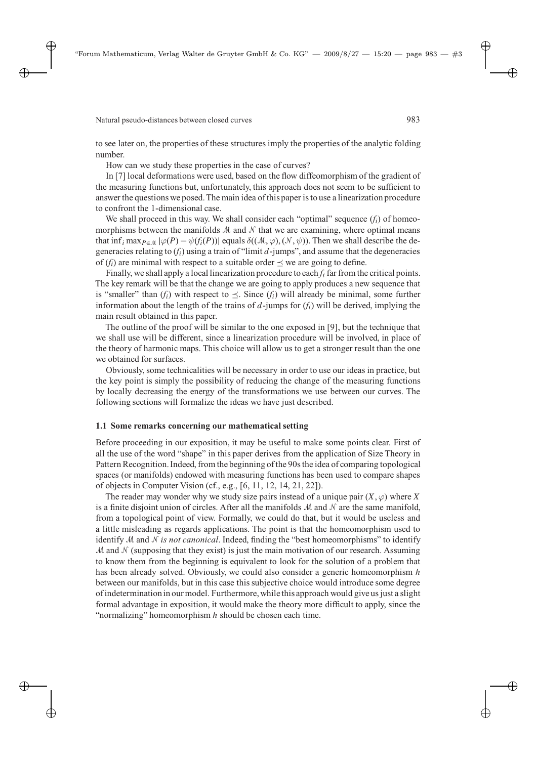to see later on, the properties of these structures imply the properties of the analytic folding number.

How can we study these properties in the case of curves?

In [7] local deformations were used, based on the flow diffeomorphism of the gradient of the measuring functions but, unfortunately, this approach does not seem to be sufficient to answer the questions we posed. The main idea of this paper is to use a linearization procedure to confront the 1-dimensional case.

We shall proceed in this way. We shall consider each "optimal" sequence $(f_i)$ of homeomorphisms between the manifolds $\mathcal{M}$ and $\mathcal{N}$ that we are examining, where optimal means that $\inf_i \max_{P \in \mathcal{M}} |\varphi(P) - \psi(f_i(P))|$ equals $\delta((\mathcal{M}, \varphi), (\mathcal{N}, \psi))$. Then we shall describe the degeneracies relating to $(f_i)$ using a train of "limit $d$-jumps", and assume that the degeneracies of $(f_i)$ are minimal with respect to a suitable order $\preceq$ we are going to define.

Finally, we shall apply a local linearization procedure to each $f_i$ far from the critical points. The key remark will be that the change we are going to apply produces a new sequence that is "smaller" than $(f_i)$ with respect to $\preceq$. Since $(f_i)$ will already be minimal, some further information about the length of the trains of $d$-jumps for $(f_i)$ will be derived, implying the main result obtained in this paper.

The outline of the proof will be similar to the one exposed in [9], but the technique that we shall use will be different, since a linearization procedure will be involved, in place of the theory of harmonic maps. This choice will allow us to get a stronger result than the one we obtained for surfaces.

Obviously, some technicalities will be necessary in order to use our ideas in practice, but the key point is simply the possibility of reducing the change of the measuring functions by locally decreasing the energy of the transformations we use between our curves. The following sections will formalize the ideas we have just described.

### 1.1 Some remarks concerning our mathematical setting

Before proceeding in our exposition, it may be useful to make some points clear. First of all the use of the word "shape" in this paper derives from the application of Size Theory in Pattern Recognition. Indeed, from the beginning of the 90s the idea of comparing topological spaces (or manifolds) endowed with measuring functions has been used to compare shapes of objects in Computer Vision (cf., e.g., [6, 11, 12, 14, 21, 22]).

The reader may wonder why we study size pairs instead of a unique pair $(X, \varphi)$ where $X$ is a finite disjoint union of circles. After all the manifolds $\mathcal{M}$ and $\mathcal{N}$ are the same manifold, from a topological point of view. Formally, we could do that, but it would be useless and a little misleading as regards applications. The point is that the homeomorphism used to identify $\mathcal{M}$ and $\mathcal{N}$ *is not canonical*. Indeed, finding the "best homeomorphisms" to identify $\mathcal{M}$ and $\mathcal{N}$ (supposing that they exist) is just the main motivation of our research. Assuming to know them from the beginning is equivalent to look for the solution of a problem that has been already solved. Obviously, we could also consider a generic homeomorphism $h$ between our manifolds, but in this case this subjective choice would introduce some degree of indetermination in our model. Furthermore, while this approach would give us just a slight formal advantage in exposition, it would make the theory more difficult to apply, since the "normalizing" homeomorphism $h$ should be chosen each time.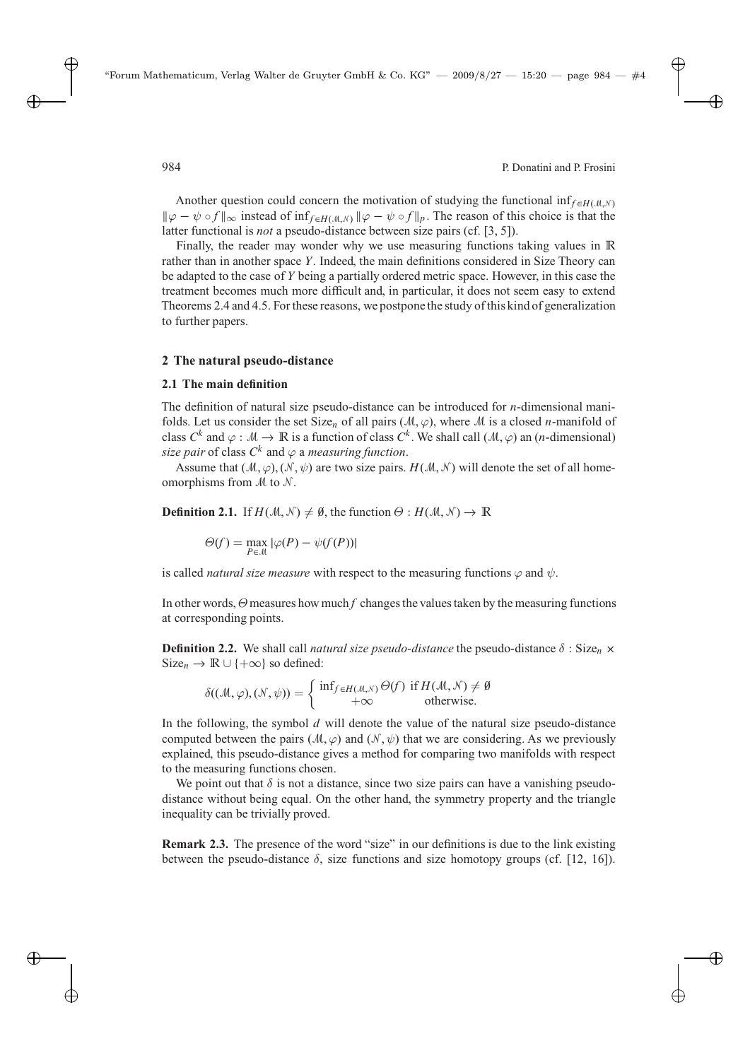Another question could concern the motivation of studying the functional $\inf_{f \in H(\mathcal{M},\mathcal{N})} \|\varphi - \psi \circ f\|_\infty$ instead of $\inf_{f \in H(\mathcal{M},\mathcal{N})} \|\varphi - \psi \circ f\|_p$. The reason of this choice is that the latter functional is *not* a pseudo-distance between size pairs (cf. [3, 5]).

Finally, the reader may wonder why we use measuring functions taking values in $\mathbb{R}$ rather than in another space $Y$. Indeed, the main definitions considered in Size Theory can be adapted to the case of $Y$ being a partially ordered metric space. However, in this case the treatment becomes much more difficult and, in particular, it does not seem easy to extend Theorems 2.4 and 4.5. For these reasons, we postpone the study of this kind of generalization to further papers.

## 2 The natural pseudo-distance

### 2.1 The main definition

The definition of natural size pseudo-distance can be introduced for $n$-dimensional manifolds. Let us consider the set $\mathrm{Size}_n$ of all pairs $(\mathcal{M}, \varphi)$, where $\mathcal{M}$ is a closed $n$-manifold of class $C^k$ and $\varphi : \mathcal{M} \to \mathbb{R}$ is a function of class $C^k$. We shall call $(\mathcal{M}, \varphi)$ an ($n$-dimensional) *size pair* of class $C^k$ and $\varphi$ a *measuring function*.

Assume that $(\mathcal{M}, \varphi), (\mathcal{N}, \psi)$ are two size pairs. $H(\mathcal{M}, \mathcal{N})$ will denote the set of all homeomorphisms from $\mathcal{M}$ to $\mathcal{N}$.

**Definition 2.1.** If $H(\mathcal{M}, \mathcal{N}) \neq \emptyset$, the function $\Theta : H(\mathcal{M}, \mathcal{N}) \to \mathbb{R}$

$$\Theta(f) = \max_{P \in \mathcal{M}} |\varphi(P) - \psi(f(P))|$$

is called *natural size measure* with respect to the measuring functions $\varphi$ and $\psi$.

In other words, $\Theta$ measures how much $f$ changes the values taken by the measuring functions at corresponding points.

**Definition 2.2.** We shall call *natural size pseudo-distance* the pseudo-distance $\delta : \mathrm{Size}_n \times \mathrm{Size}_n \to \mathbb{R} \cup \{+\infty\}$ so defined:

$$\delta((\mathcal{M}, \varphi), (\mathcal{N}, \psi)) = \begin{cases} \inf_{f \in H(\mathcal{M},\mathcal{N})} \Theta(f) & \text{if } H(\mathcal{M}, \mathcal{N}) \neq \emptyset \\ +\infty & \text{otherwise.} \end{cases}$$

In the following, the symbol $d$ will denote the value of the natural size pseudo-distance computed between the pairs $(\mathcal{M}, \varphi)$ and $(\mathcal{N}, \psi)$ that we are considering. As we previously explained, this pseudo-distance gives a method for comparing two manifolds with respect to the measuring functions chosen.

We point out that $\delta$ is not a distance, since two size pairs can have a vanishing pseudo-distance without being equal. On the other hand, the symmetry property and the triangle inequality can be trivially proved.

**Remark 2.3.** The presence of the word "size" in our definitions is due to the link existing between the pseudo-distance $\delta$, size functions and size homotopy groups (cf. [12, 16]).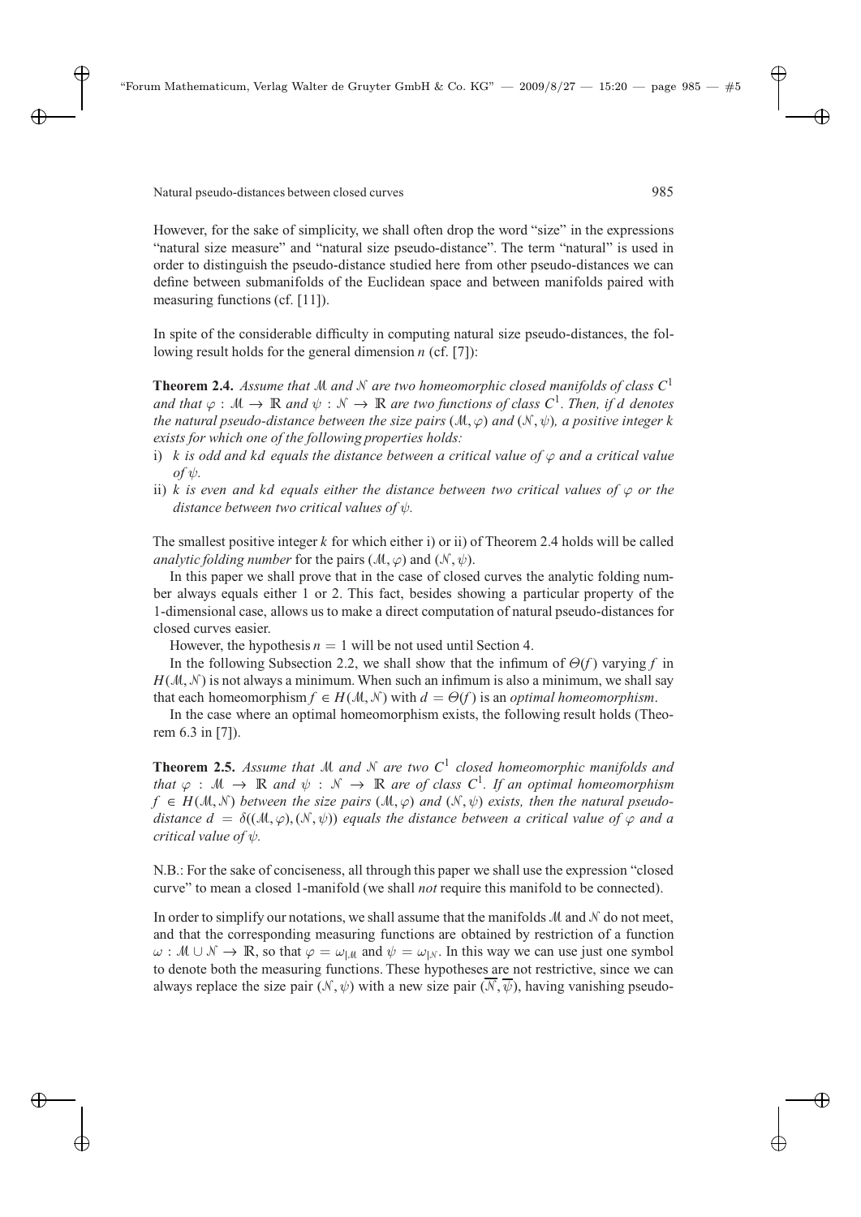However, for the sake of simplicity, we shall often drop the word "size" in the expressions "natural size measure" and "natural size pseudo-distance". The term "natural" is used in order to distinguish the pseudo-distance studied here from other pseudo-distances we can define between submanifolds of the Euclidean space and between manifolds paired with measuring functions (cf. [11]).

In spite of the considerable difficulty in computing natural size pseudo-distances, the following result holds for the general dimension $n$ (cf. [7]):

**Theorem 2.4.** *Assume that $\mathcal{M}$ and $\mathcal{N}$ are two homeomorphic closed manifolds of class $C^1$ and that $\varphi : \mathcal{M} \to \mathbb{R}$ and $\psi : \mathcal{N} \to \mathbb{R}$ are two functions of class $C^1$. Then, if $d$ denotes the natural pseudo-distance between the size pairs $(\mathcal{M}, \varphi)$ and $(\mathcal{N}, \psi)$, a positive integer $k$ exists for which one of the following properties holds:*

i) *$k$ is odd and $kd$ equals the distance between a critical value of $\varphi$ and a critical value of $\psi$.*

ii) *$k$ is even and $kd$ equals either the distance between two critical values of $\varphi$ or the distance between two critical values of $\psi$.*

The smallest positive integer $k$ for which either i) or ii) of Theorem 2.4 holds will be called *analytic folding number* for the pairs $(\mathcal{M}, \varphi)$ and $(\mathcal{N}, \psi)$.

In this paper we shall prove that in the case of closed curves the analytic folding number always equals either 1 or 2. This fact, besides showing a particular property of the 1-dimensional case, allows us to make a direct computation of natural pseudo-distances for closed curves easier.

However, the hypothesis $n = 1$ will be not used until Section 4.

In the following Subsection 2.2, we shall show that the infimum of $\Theta(f)$ varying $f$ in $H(\mathcal{M}, \mathcal{N})$ is not always a minimum. When such an infimum is also a minimum, we shall say that each homeomorphism $f \in H(\mathcal{M}, \mathcal{N})$ with $d = \Theta(f)$ is an *optimal homeomorphism*.

In the case where an optimal homeomorphism exists, the following result holds (Theorem 6.3 in [7]).

**Theorem 2.5.** *Assume that $\mathcal{M}$ and $\mathcal{N}$ are two $C^1$ closed homeomorphic manifolds and that $\varphi : \mathcal{M} \to \mathbb{R}$ and $\psi : \mathcal{N} \to \mathbb{R}$ are of class $C^1$. If an optimal homeomorphism $f \in H(\mathcal{M}, \mathcal{N})$ between the size pairs $(\mathcal{M}, \varphi)$ and $(\mathcal{N}, \psi)$ exists, then the natural pseudo-distance $d = \delta((\mathcal{M}, \varphi), (\mathcal{N}, \psi))$ equals the distance between a critical value of $\varphi$ and a critical value of $\psi$.*

N.B.: For the sake of conciseness, all through this paper we shall use the expression "closed curve" to mean a closed 1-manifold (we shall *not* require this manifold to be connected).

In order to simplify our notations, we shall assume that the manifolds $\mathcal{M}$ and $\mathcal{N}$ do not meet, and that the corresponding measuring functions are obtained by restriction of a function $\omega : \mathcal{M} \cup \mathcal{N} \to \mathbb{R}$, so that $\varphi = \omega_{|\mathcal{M}}$ and $\psi = \omega_{|\mathcal{N}}$. In this way we can use just one symbol to denote both the measuring functions. These hypotheses are not restrictive, since we can always replace the size pair $(\mathcal{N}, \psi)$ with a new size pair $(\overline{\mathcal{N}}, \overline{\psi})$, having vanishing pseudo-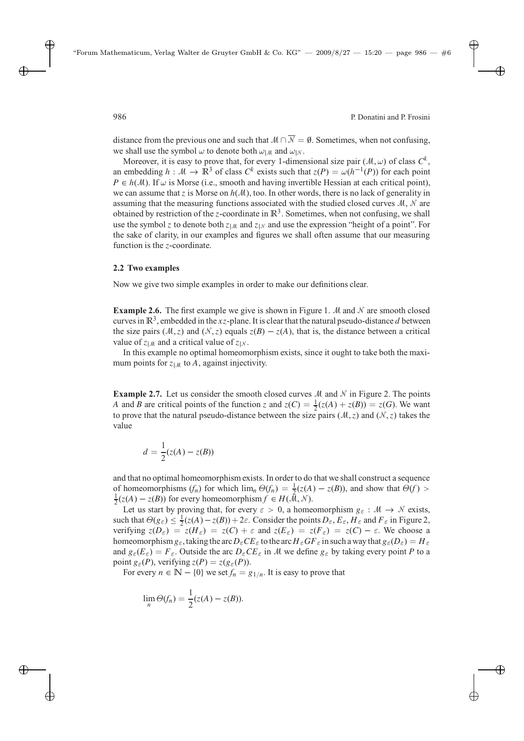distance from the previous one and such that $\mathcal{M} \cap \overline{\mathcal{N}} = \emptyset$. Sometimes, when not confusing, we shall use the symbol $\omega$ to denote both $\omega_{|\mathcal{M}}$ and $\omega_{|\mathcal{N}}$.

Moreover, it is easy to prove that, for every 1-dimensional size pair $(\mathcal{M}, \omega)$ of class $C^k$, an embedding $h : \mathcal{M} \to \mathbb{R}^3$ of class $C^k$ exists such that $z(P) = \omega(h^{-1}(P))$ for each point $P \in h(\mathcal{M})$. If $\omega$ is Morse (i.e., smooth and having invertible Hessian at each critical point), we can assume that $z$ is Morse on $h(\mathcal{M})$, too. In other words, there is no lack of generality in assuming that the measuring functions associated with the studied closed curves $\mathcal{M}$, $\mathcal{N}$ are obtained by restriction of the $z$-coordinate in $\mathbb{R}^3$. Sometimes, when not confusing, we shall use the symbol $z$ to denote both $z_{|\mathcal{M}}$ and $z_{|\mathcal{N}}$ and use the expression "height of a point". For the sake of clarity, in our examples and figures we shall often assume that our measuring function is the $z$-coordinate.

### 2.2 Two examples

Now we give two simple examples in order to make our definitions clear.

**Example 2.6.** The first example we give is shown in Figure 1. $\mathcal{M}$ and $\mathcal{N}$ are smooth closed curves in $\mathbb{R}^3$, embedded in the $xz$-plane. It is clear that the natural pseudo-distance $d$ between the size pairs $(\mathcal{M}, z)$ and $(\mathcal{N}, z)$ equals $z(B) - z(A)$, that is, the distance between a critical value of $z_{|\mathcal{M}}$ and a critical value of $z_{|\mathcal{N}}$.

In this example no optimal homeomorphism exists, since it ought to take both the maximum points for $z_{|\mathcal{M}}$ to $A$, against injectivity.

**Example 2.7.** Let us consider the smooth closed curves $\mathcal{M}$ and $\mathcal{N}$ in Figure 2. The points $A$ and $B$ are critical points of the function $z$ and $z(C) = \frac{1}{2}(z(A) + z(B)) = z(G)$. We want to prove that the natural pseudo-distance between the size pairs $(\mathcal{M}, z)$ and $(\mathcal{N}, z)$ takes the value

$$d = \frac{1}{2}(z(A) - z(B))$$

and that no optimal homeomorphism exists. In order to do that we shall construct a sequence of homeomorphisms $(f_n)$ for which $\lim_n \Theta(f_n) = \frac{1}{2}(z(A) - z(B))$, and show that $\Theta(f) > \frac{1}{2}(z(A) - z(B))$ for every homeomorphism $f \in H(\mathcal{M}, \mathcal{N})$.

Let us start by proving that, for every $\varepsilon > 0$, a homeomorphism $g_\varepsilon : \mathcal{M} \to \mathcal{N}$ exists, such that $\Theta(g_\varepsilon) \leq \frac{1}{2}(z(A) - z(B)) + 2\varepsilon$. Consider the points $D_\varepsilon$, $E_\varepsilon$, $H_\varepsilon$ and $F_\varepsilon$ in Figure 2, verifying $z(D_\varepsilon) = z(H_\varepsilon) = z(C) + \varepsilon$ and $z(E_\varepsilon) = z(F_\varepsilon) = z(C) - \varepsilon$. We choose a homeomorphism $g_\varepsilon$, taking the arc $D_\varepsilon C E_\varepsilon$ to the arc $H_\varepsilon G F_\varepsilon$ in such a way that $g_\varepsilon(D_\varepsilon) = H_\varepsilon$ and $g_\varepsilon(E_\varepsilon) = F_\varepsilon$. Outside the arc $D_\varepsilon C E_\varepsilon$ in $\mathcal{M}$ we define $g_\varepsilon$ by taking every point $P$ to a point $g_\varepsilon(P)$, verifying $z(P) = z(g_\varepsilon(P))$.

For every $n \in \mathbb{N} - \{0\}$ we set $f_n = g_{1/n}$. It is easy to prove that

$$\lim_n \Theta(f_n) = \frac{1}{2}(z(A) - z(B)).$$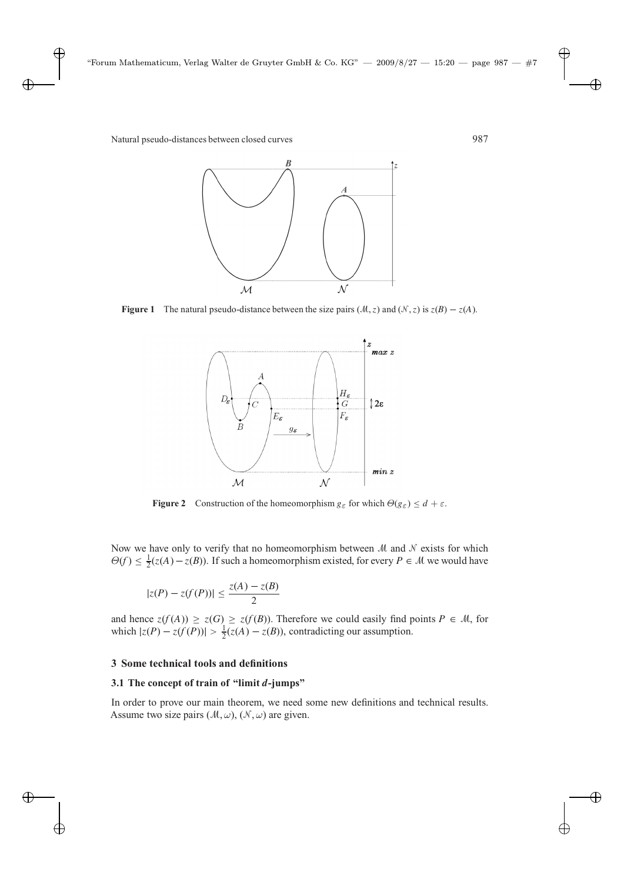**Figure 1** The natural pseudo-distance between the size pairs $(\mathcal{M}, z)$ and $(\mathcal{N}, z)$ is $z(B) - z(A)$.

**Figure 2** Construction of the homeomorphism $g_\varepsilon$ for which $\Theta(g_\varepsilon) \leq d + \varepsilon$.

Now we have only to verify that no homeomorphism between $\mathcal{M}$ and $\mathcal{N}$ exists for which $\Theta(f) \leq \frac{1}{2}(z(A) - z(B))$. If such a homeomorphism existed, for every $P \in \mathcal{M}$ we would have

$$|z(P) - z(f(P))| \leq \frac{z(A) - z(B)}{2}$$

and hence $z(f(A)) \geq z(G) \geq z(f(B))$. Therefore we could easily find points $P \in \mathcal{M}$, for which $|z(P) - z(f(P))| > \frac{1}{2}(z(A) - z(B))$, contradicting our assumption.

## 3 Some technical tools and definitions

### 3.1 The concept of train of "limit $d$-jumps"

In order to prove our main theorem, we need some new definitions and technical results. Assume two size pairs $(\mathcal{M}, \omega)$, $(\mathcal{N}, \omega)$ are given.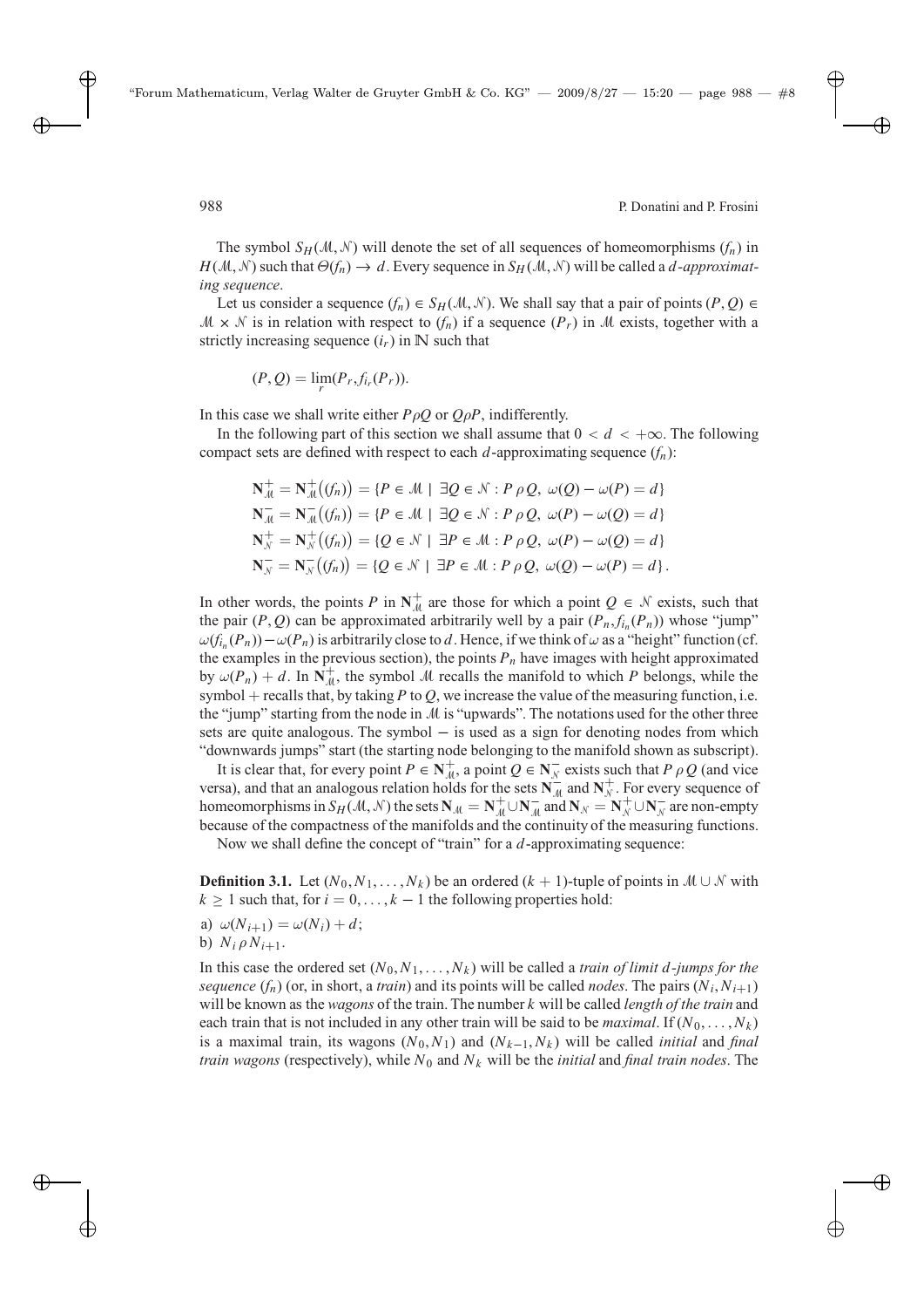The symbol $S_H(\mathcal{M}, \mathcal{N})$ will denote the set of all sequences of homeomorphisms $(f_n)$ in $H(\mathcal{M}, \mathcal{N})$ such that $\Theta(f_n) \to d$. Every sequence in $S_H(\mathcal{M}, \mathcal{N})$ will be called a *$d$-approximating sequence*.

Let us consider a sequence $(f_n) \in S_H(\mathcal{M}, \mathcal{N})$. We shall say that a pair of points $(P, Q) \in \mathcal{M} \times \mathcal{N}$ is in relation with respect to $(f_n)$ if a sequence $(P_r)$ in $\mathcal{M}$ exists, together with a strictly increasing sequence $(i_r)$ in $\mathbb{N}$ such that

$$(P, Q) = \lim_r (P_r, f_{i_r}(P_r)).$$

In this case we shall write either $P \rho Q$ or $Q \rho P$, indifferently.

In the following part of this section we shall assume that $0 < d < +\infty$. The following compact sets are defined with respect to each $d$-approximating sequence $(f_n)$:

$$\begin{aligned}
\mathbf{N}^+_{\mathcal{M}} &= \mathbf{N}^+_{\mathcal{M}}\big((f_n)\big) = \{P \in \mathcal{M} \mid \exists Q \in \mathcal{N} : P \,\rho\, Q,\ \omega(Q) - \omega(P) = d\} \\
\mathbf{N}^-_{\mathcal{M}} &= \mathbf{N}^-_{\mathcal{M}}\big((f_n)\big) = \{P \in \mathcal{M} \mid \exists Q \in \mathcal{N} : P \,\rho\, Q,\ \omega(P) - \omega(Q) = d\} \\
\mathbf{N}^+_{\mathcal{N}} &= \mathbf{N}^+_{\mathcal{N}}\big((f_n)\big) = \{Q \in \mathcal{N} \mid \exists P \in \mathcal{M} : P \,\rho\, Q,\ \omega(P) - \omega(Q) = d\} \\
\mathbf{N}^-_{\mathcal{N}} &= \mathbf{N}^-_{\mathcal{N}}\big((f_n)\big) = \{Q \in \mathcal{N} \mid \exists P \in \mathcal{M} : P \,\rho\, Q,\ \omega(Q) - \omega(P) = d\}.
\end{aligned}$$

In other words, the points $P$ in $\mathbf{N}^+_{\mathcal{M}}$ are those for which a point $Q \in \mathcal{N}$ exists, such that the pair $(P, Q)$ can be approximated arbitrarily well by a pair $(P_n, f_{i_n}(P_n))$ whose "jump" $\omega(f_{i_n}(P_n)) - \omega(P_n)$ is arbitrarily close to $d$. Hence, if we think of $\omega$ as a "height" function (cf. the examples in the previous section), the points $P_n$ have images with height approximated by $\omega(P_n) + d$. In $\mathbf{N}^+_{\mathcal{M}}$, the symbol $\mathcal{M}$ recalls the manifold to which $P$ belongs, while the symbol $+$ recalls that, by taking $P$ to $Q$, we increase the value of the measuring function, i.e. the "jump" starting from the node in $\mathcal{M}$ is "upwards". The notations used for the other three sets are quite analogous. The symbol $-$ is used as a sign for denoting nodes from which "downwards jumps" start (the starting node belonging to the manifold shown as subscript).

It is clear that, for every point $P \in \mathbf{N}^+_{\mathcal{M}}$, a point $Q \in \mathbf{N}^-_{\mathcal{N}}$ exists such that $P \,\rho\, Q$ (and vice versa), and that an analogous relation holds for the sets $\mathbf{N}^-_{\mathcal{M}}$ and $\mathbf{N}^+_{\mathcal{N}}$. For every sequence of homeomorphisms in $S_H(\mathcal{M}, \mathcal{N})$ the sets $\mathbf{N}_{\mathcal{M}} = \mathbf{N}^+_{\mathcal{M}} \cup \mathbf{N}^-_{\mathcal{M}}$ and $\mathbf{N}_{\mathcal{N}} = \mathbf{N}^+_{\mathcal{N}} \cup \mathbf{N}^-_{\mathcal{N}}$ are non-empty because of the compactness of the manifolds and the continuity of the measuring functions.

Now we shall define the concept of "train" for a $d$-approximating sequence:

**Definition 3.1.** Let $(N_0, N_1, \ldots, N_k)$ be an ordered $(k+1)$-tuple of points in $\mathcal{M} \cup \mathcal{N}$ with $k \geq 1$ such that, for $i = 0, \ldots, k-1$ the following properties hold:

a) $\omega(N_{i+1}) = \omega(N_i) + d$;

b) $N_i \,\rho\, N_{i+1}$.

In this case the ordered set $(N_0, N_1, \ldots, N_k)$ will be called a *train of limit $d$-jumps for the sequence* $(f_n)$ (or, in short, a *train*) and its points will be called *nodes*. The pairs $(N_i, N_{i+1})$ will be known as the *wagons* of the train. The number $k$ will be called *length of the train* and each train that is not included in any other train will be said to be *maximal*. If $(N_0, \ldots, N_k)$ is a maximal train, its wagons $(N_0, N_1)$ and $(N_{k-1}, N_k)$ will be called *initial* and *final train wagons* (respectively), while $N_0$ and $N_k$ will be the *initial* and *final train nodes*. The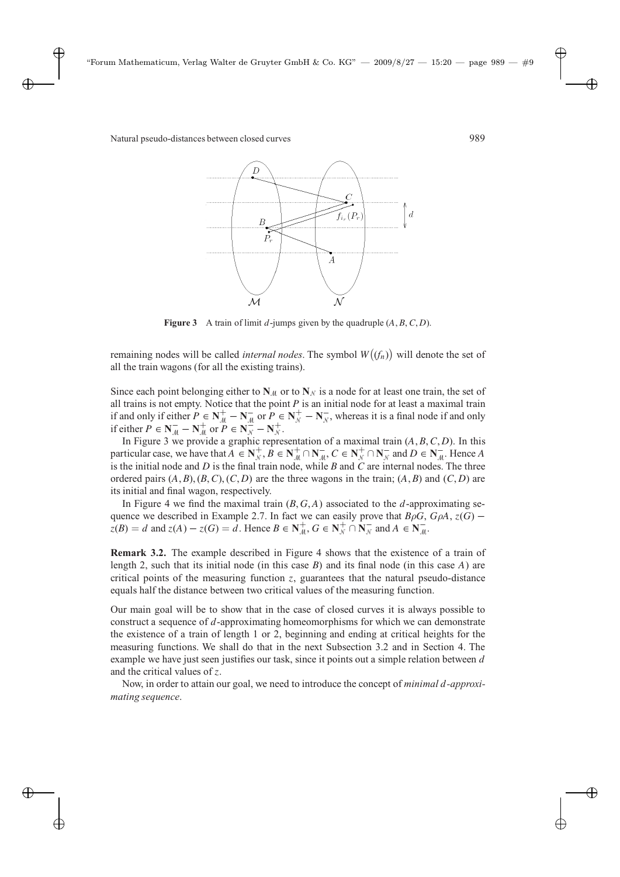**Figure 3** A train of limit $d$-jumps given by the quadruple $(A, B, C, D)$.

remaining nodes will be called *internal nodes*. The symbol $W\big((f_n)\big)$ will denote the set of all the train wagons (for all the existing trains).

Since each point belonging either to $\mathbf{N}_{\mathcal{M}}$ or to $\mathbf{N}_{\mathcal{N}}$ is a node for at least one train, the set of all trains is not empty. Notice that the point $P$ is an initial node for at least a maximal train if and only if either $P \in \mathbf{N}^{+}_{\mathcal{M}} - \mathbf{N}^{-}_{\mathcal{M}}$ or $P \in \mathbf{N}^{+}_{\mathcal{N}} - \mathbf{N}^{-}_{\mathcal{N}}$, whereas it is a final node if and only if either $P \in \mathbf{N}^{-}_{\mathcal{M}} - \mathbf{N}^{+}_{\mathcal{M}}$ or $P \in \mathbf{N}^{-}_{\mathcal{N}} - \mathbf{N}^{+}_{\mathcal{N}}$.

In Figure 3 we provide a graphic representation of a maximal train $(A, B, C, D)$. In this particular case, we have that $A \in \mathbf{N}^{+}_{\mathcal{N}}$, $B \in \mathbf{N}^{+}_{\mathcal{M}} \cap \mathbf{N}^{-}_{\mathcal{M}}$, $C \in \mathbf{N}^{+}_{\mathcal{N}} \cap \mathbf{N}^{-}_{\mathcal{N}}$ and $D \in \mathbf{N}^{-}_{\mathcal{M}}$. Hence $A$ is the initial node and $D$ is the final train node, while $B$ and $C$ are internal nodes. The three ordered pairs $(A, B), (B, C), (C, D)$ are the three wagons in the train; $(A, B)$ and $(C, D)$ are its initial and final wagon, respectively.

In Figure 4 we find the maximal train $(B, G, A)$ associated to the $d$-approximating sequence we described in Example 2.7. In fact we can easily prove that $B\rho G$, $G\rho A$, $z(G) - z(B) = d$ and $z(A) - z(G) = d$. Hence $B \in \mathbf{N}^{+}_{\mathcal{M}}$, $G \in \mathbf{N}^{+}_{\mathcal{N}} \cap \mathbf{N}^{-}_{\mathcal{N}}$ and $A \in \mathbf{N}^{-}_{\mathcal{M}}$.

**Remark 3.2.** The example described in Figure 4 shows that the existence of a train of length 2, such that its initial node (in this case $B$) and its final node (in this case $A$) are critical points of the measuring function $z$, guarantees that the natural pseudo-distance equals half the distance between two critical values of the measuring function.

Our main goal will be to show that in the case of closed curves it is always possible to construct a sequence of $d$-approximating homeomorphisms for which we can demonstrate the existence of a train of length 1 or 2, beginning and ending at critical heights for the measuring functions. We shall do that in the next Subsection 3.2 and in Section 4. The example we have just seen justifies our task, since it points out a simple relation between $d$ and the critical values of $z$.

Now, in order to attain our goal, we need to introduce the concept of *minimal $d$-approximating sequence*.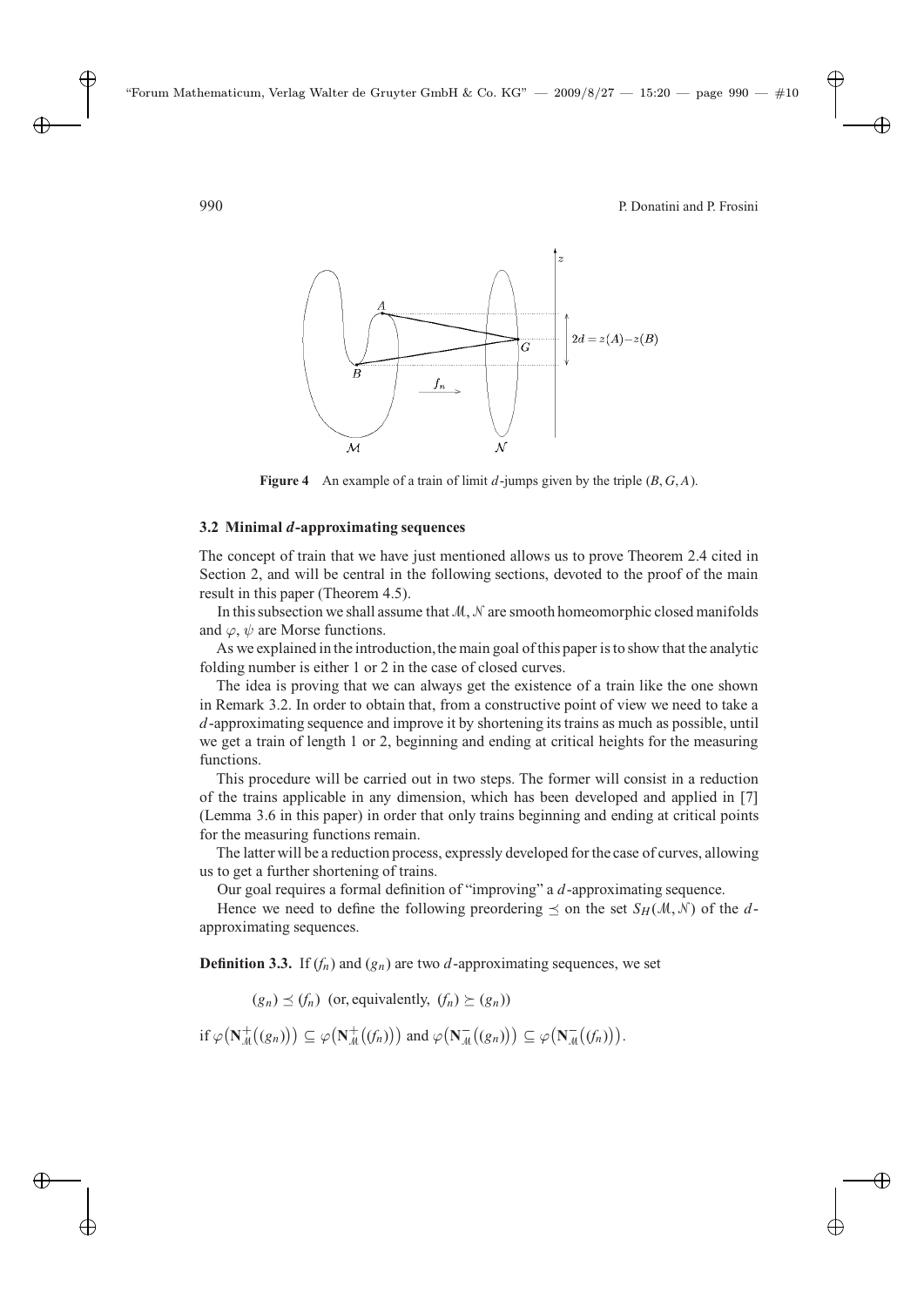**Figure 4** An example of a train of limit $d$-jumps given by the triple $(B, G, A)$.

### 3.2 Minimal $d$-approximating sequences

The concept of train that we have just mentioned allows us to prove Theorem 2.4 cited in Section 2, and will be central in the following sections, devoted to the proof of the main result in this paper (Theorem 4.5).

In this subsection we shall assume that $\mathcal{M}, \mathcal{N}$ are smooth homeomorphic closed manifolds and $\varphi$, $\psi$ are Morse functions.

As we explained in the introduction, the main goal of this paper is to show that the analytic folding number is either 1 or 2 in the case of closed curves.

The idea is proving that we can always get the existence of a train like the one shown in Remark 3.2. In order to obtain that, from a constructive point of view we need to take a $d$-approximating sequence and improve it by shortening its trains as much as possible, until we get a train of length 1 or 2, beginning and ending at critical heights for the measuring functions.

This procedure will be carried out in two steps. The former will consist in a reduction of the trains applicable in any dimension, which has been developed and applied in [7] (Lemma 3.6 in this paper) in order that only trains beginning and ending at critical points for the measuring functions remain.

The latter will be a reduction process, expressly developed for the case of curves, allowing us to get a further shortening of trains.

Our goal requires a formal definition of "improving" a $d$-approximating sequence.

Hence we need to define the following preordering $\preceq$ on the set $S_H(\mathcal{M}, \mathcal{N})$ of the $d$-approximating sequences.

**Definition 3.3.** If $(f_n)$ and $(g_n)$ are two $d$-approximating sequences, we set

$$(g_n) \preceq (f_n) \text{ (or, equivalently, } (f_n) \succeq (g_n))$$

if $\varphi\big(\mathbf{N}^+_{\mathcal{M}}((g_n))\big) \subseteq \varphi\big(\mathbf{N}^+_{\mathcal{M}}((f_n))\big)$ and $\varphi\big(\mathbf{N}^-_{\mathcal{M}}((g_n))\big) \subseteq \varphi\big(\mathbf{N}^-_{\mathcal{M}}((f_n))\big)$.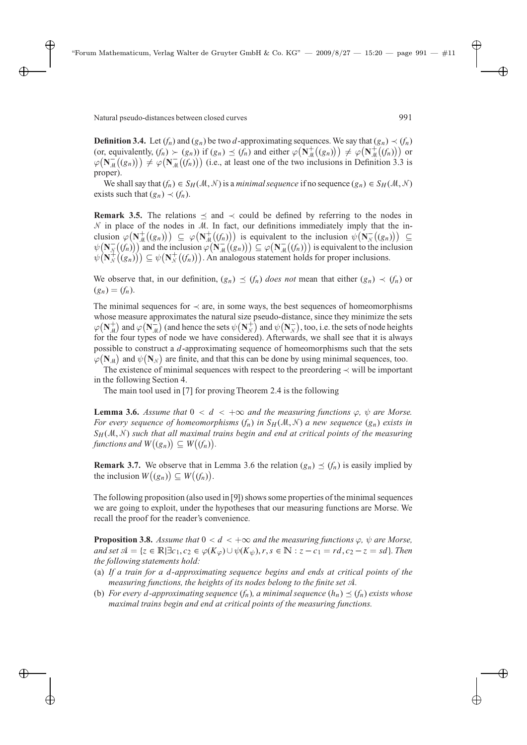**Definition 3.4.** Let $(f_n)$ and $(g_n)$ be two $d$-approximating sequences. We say that $(g_n) \prec (f_n)$ (or, equivalently, $(f_n) \succ (g_n)$) if $(g_n) \preceq (f_n)$ and either $\varphi\big(\mathbf{N}^+_{\mathcal{M}}((g_n))\big) \neq \varphi\big(\mathbf{N}^+_{\mathcal{M}}((f_n))\big)$ or $\varphi\big(\mathbf{N}^-_{\mathcal{M}}((g_n))\big) \neq \varphi\big(\mathbf{N}^-_{\mathcal{M}}((f_n))\big)$ (i.e., at least one of the two inclusions in Definition 3.3 is proper).

We shall say that $(f_n) \in S_H(\mathcal{M}, \mathcal{N})$ is a *minimal sequence* if no sequence $(g_n) \in S_H(\mathcal{M}, \mathcal{N})$ exists such that $(g_n) \prec (f_n)$.

**Remark 3.5.** The relations $\preceq$ and $\prec$ could be defined by referring to the nodes in $\mathcal{N}$ in place of the nodes in $\mathcal{M}$. In fact, our definitions immediately imply that the inclusion $\varphi\big(\mathbf{N}^+_{\mathcal{M}}((g_n))\big) \subseteq \varphi\big(\mathbf{N}^+_{\mathcal{M}}((f_n))\big)$ is equivalent to the inclusion $\psi\big(\mathbf{N}^-_{\mathcal{N}}((g_n))\big) \subseteq \psi\big(\mathbf{N}^-_{\mathcal{N}}((f_n))\big)$ and the inclusion $\varphi\big(\mathbf{N}^-_{\mathcal{M}}((g_n))\big) \subseteq \varphi\big(\mathbf{N}^-_{\mathcal{M}}((f_n))\big)$ is equivalent to the inclusion $\psi\big(\mathbf{N}^+_{\mathcal{N}}((g_n))\big) \subseteq \psi\big(\mathbf{N}^+_{\mathcal{N}}((f_n))\big)$. An analogous statement holds for proper inclusions.

We observe that, in our definition, $(g_n) \preceq (f_n)$ *does not* mean that either $(g_n) \prec (f_n)$ or $(g_n) = (f_n)$.

The minimal sequences for $\prec$ are, in some ways, the best sequences of homeomorphisms whose measure approximates the natural size pseudo-distance, since they minimize the sets $\varphi\big(\mathbf{N}^+_{\mathcal{M}}\big)$ and $\varphi\big(\mathbf{N}^-_{\mathcal{M}}\big)$ (and hence the sets $\psi\big(\mathbf{N}^+_{\mathcal{N}}\big)$ and $\psi\big(\mathbf{N}^-_{\mathcal{N}}\big)$, too, i.e. the sets of node heights for the four types of node we have considered). Afterwards, we shall see that it is always possible to construct a $d$-approximating sequence of homeomorphisms such that the sets $\varphi\big(\mathbf{N}_{\mathcal{M}}\big)$ and $\psi\big(\mathbf{N}_{\mathcal{N}}\big)$ are finite, and that this can be done by using minimal sequences, too.

The existence of minimal sequences with respect to the preordering $\prec$ will be important in the following Section 4.

The main tool used in [7] for proving Theorem 2.4 is the following

**Lemma 3.6.** *Assume that $0 < d < +\infty$ and the measuring functions $\varphi$, $\psi$ are Morse. For every sequence of homeomorphisms $(f_n)$ in $S_H(\mathcal{M}, \mathcal{N})$ a new sequence $(g_n)$ exists in $S_H(\mathcal{M}, \mathcal{N})$ such that all maximal trains begin and end at critical points of the measuring functions and $W\big((g_n)\big) \subseteq W\big((f_n)\big)$.*

**Remark 3.7.** We observe that in Lemma 3.6 the relation $(g_n) \preceq (f_n)$ is easily implied by the inclusion $W\big((g_n)\big) \subseteq W\big((f_n)\big)$.

The following proposition (also used in [9]) shows some properties of the minimal sequences we are going to exploit, under the hypotheses that our measuring functions are Morse. We recall the proof for the reader's convenience.

**Proposition 3.8.** *Assume that $0 < d < +\infty$ and the measuring functions $\varphi$, $\psi$ are Morse, and set $\mathcal{A} = \{z \in \mathbb{R} | \exists c_1, c_2 \in \varphi(K_\varphi) \cup \psi(K_\psi), r, s \in \mathbb{N} : z - c_1 = rd, c_2 - z = sd\}$. Then the following statements hold:*

(a) *If a train for a $d$-approximating sequence begins and ends at critical points of the measuring functions, the heights of its nodes belong to the finite set $\mathcal{A}$.*

(b) *For every $d$-approximating sequence $(f_n)$, a minimal sequence $(h_n) \preceq (f_n)$ exists whose maximal trains begin and end at critical points of the measuring functions.*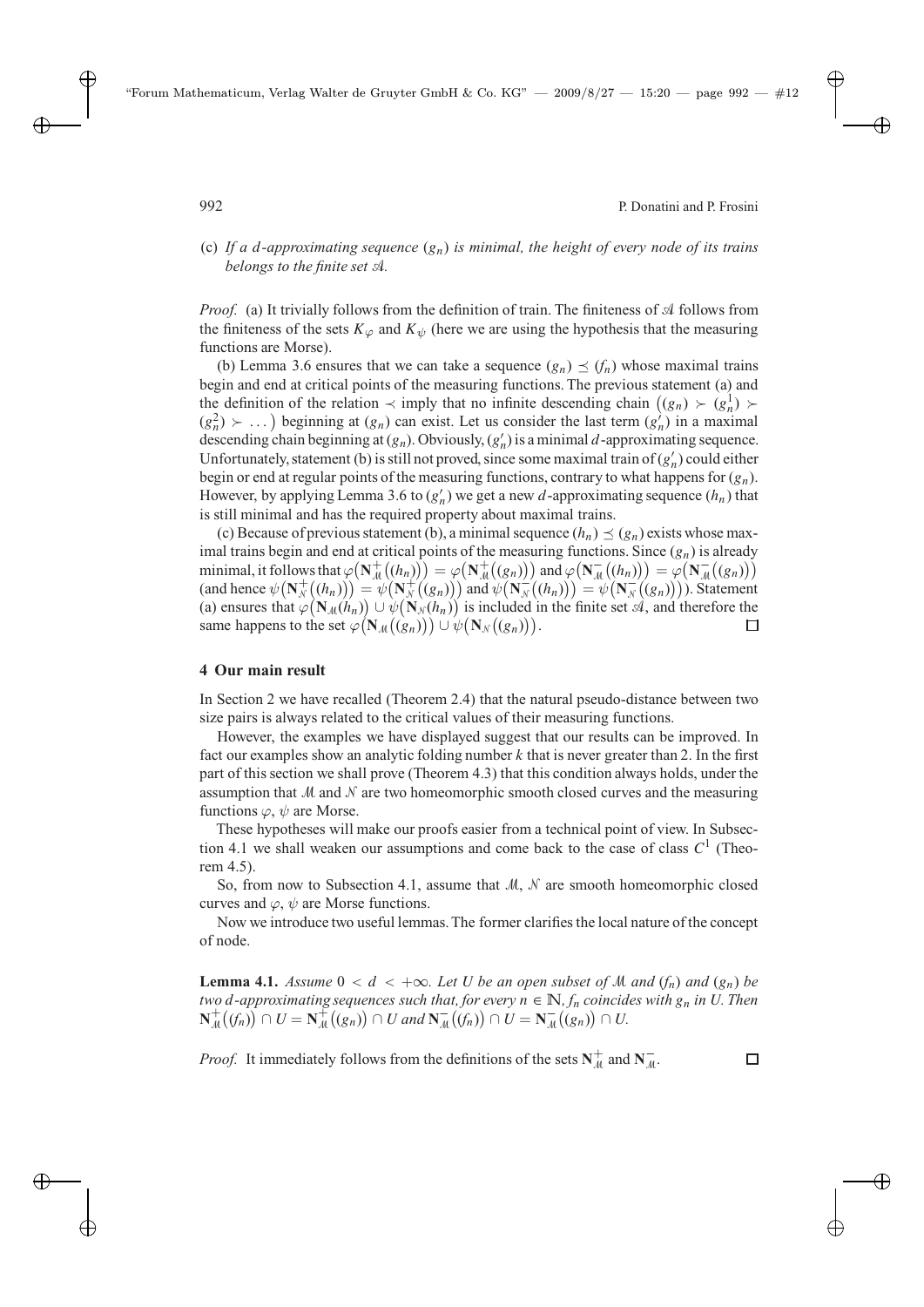(c) *If a $d$-approximating sequence $(g_n)$ is minimal, the height of every node of its trains belongs to the finite set $\mathscr{A}$.*

*Proof.* (a) It trivially follows from the definition of train. The finiteness of $\mathscr{A}$ follows from the finiteness of the sets $K_\varphi$ and $K_\psi$ (here we are using the hypothesis that the measuring functions are Morse).

(b) Lemma 3.6 ensures that we can take a sequence $(g_n) \preceq (f_n)$ whose maximal trains begin and end at critical points of the measuring functions. The previous statement (a) and the definition of the relation $\prec$ imply that no infinite descending chain $\big((g_n) \succ (g_n^1) \succ (g_n^2) \succ \dots\big)$ beginning at $(g_n)$ can exist. Let us consider the last term $(g_n')$ in a maximal descending chain beginning at $(g_n)$. Obviously, $(g_n')$ is a minimal $d$-approximating sequence. Unfortunately, statement (b) is still not proved, since some maximal train of $(g_n')$ could either begin or end at regular points of the measuring functions, contrary to what happens for $(g_n)$. However, by applying Lemma 3.6 to $(g_n')$ we get a new $d$-approximating sequence $(h_n)$ that is still minimal and has the required property about maximal trains.

(c) Because of previous statement (b), a minimal sequence $(h_n) \preceq (g_n)$ exists whose maximal trains begin and end at critical points of the measuring functions. Since $(g_n)$ is already minimal, it follows that $\varphi\big(\mathbf{N}^+_{\mathscr{M}}\big((h_n)\big)\big) = \varphi\big(\mathbf{N}^+_{\mathscr{M}}\big((g_n)\big)\big)$ and $\varphi\big(\mathbf{N}^-_{\mathscr{M}}\big((h_n)\big)\big) = \varphi\big(\mathbf{N}^-_{\mathscr{M}}\big((g_n)\big)\big)$ (and hence $\psi\big(\mathbf{N}^+_{\mathscr{N}}\big((h_n)\big)\big) = \psi\big(\mathbf{N}^+_{\mathscr{N}}\big((g_n)\big)\big)$ and $\psi\big(\mathbf{N}^-_{\mathscr{N}}\big((h_n)\big)\big) = \psi\big(\mathbf{N}^-_{\mathscr{N}}\big((g_n)\big)\big)$). Statement (a) ensures that $\varphi\big(\mathbf{N}_{\mathscr{M}}(h_n)\big) \cup \psi\big(\mathbf{N}_{\mathscr{N}}(h_n)\big)$ is included in the finite set $\mathscr{A}$, and therefore the same happens to the set $\varphi\big(\mathbf{N}_{\mathscr{M}}\big((g_n)\big)\big) \cup \psi\big(\mathbf{N}_{\mathscr{N}}\big((g_n)\big)\big)$. □

## 4 Our main result

In Section 2 we have recalled (Theorem 2.4) that the natural pseudo-distance between two size pairs is always related to the critical values of their measuring functions.

However, the examples we have displayed suggest that our results can be improved. In fact our examples show an analytic folding number $k$ that is never greater than 2. In the first part of this section we shall prove (Theorem 4.3) that this condition always holds, under the assumption that $\mathscr{M}$ and $\mathscr{N}$ are two homeomorphic smooth closed curves and the measuring functions $\varphi$, $\psi$ are Morse.

These hypotheses will make our proofs easier from a technical point of view. In Subsection 4.1 we shall weaken our assumptions and come back to the case of class $C^1$ (Theorem 4.5).

So, from now to Subsection 4.1, assume that $\mathscr{M}$, $\mathscr{N}$ are smooth homeomorphic closed curves and $\varphi$, $\psi$ are Morse functions.

Now we introduce two useful lemmas. The former clarifies the local nature of the concept of node.

**Lemma 4.1.** *Assume $0 < d < +\infty$. Let $U$ be an open subset of $\mathscr{M}$ and $(f_n)$ and $(g_n)$ be two $d$-approximating sequences such that, for every $n \in \mathbb{N}$, $f_n$ coincides with $g_n$ in $U$. Then $\mathbf{N}^+_{\mathscr{M}}\big((f_n)\big) \cap U = \mathbf{N}^+_{\mathscr{M}}\big((g_n)\big) \cap U$ and $\mathbf{N}^-_{\mathscr{M}}\big((f_n)\big) \cap U = \mathbf{N}^-_{\mathscr{M}}\big((g_n)\big) \cap U$.* □

*Proof.* It immediately follows from the definitions of the sets $\mathbf{N}^+_{\mathscr{M}}$ and $\mathbf{N}^-_{\mathscr{M}}$. □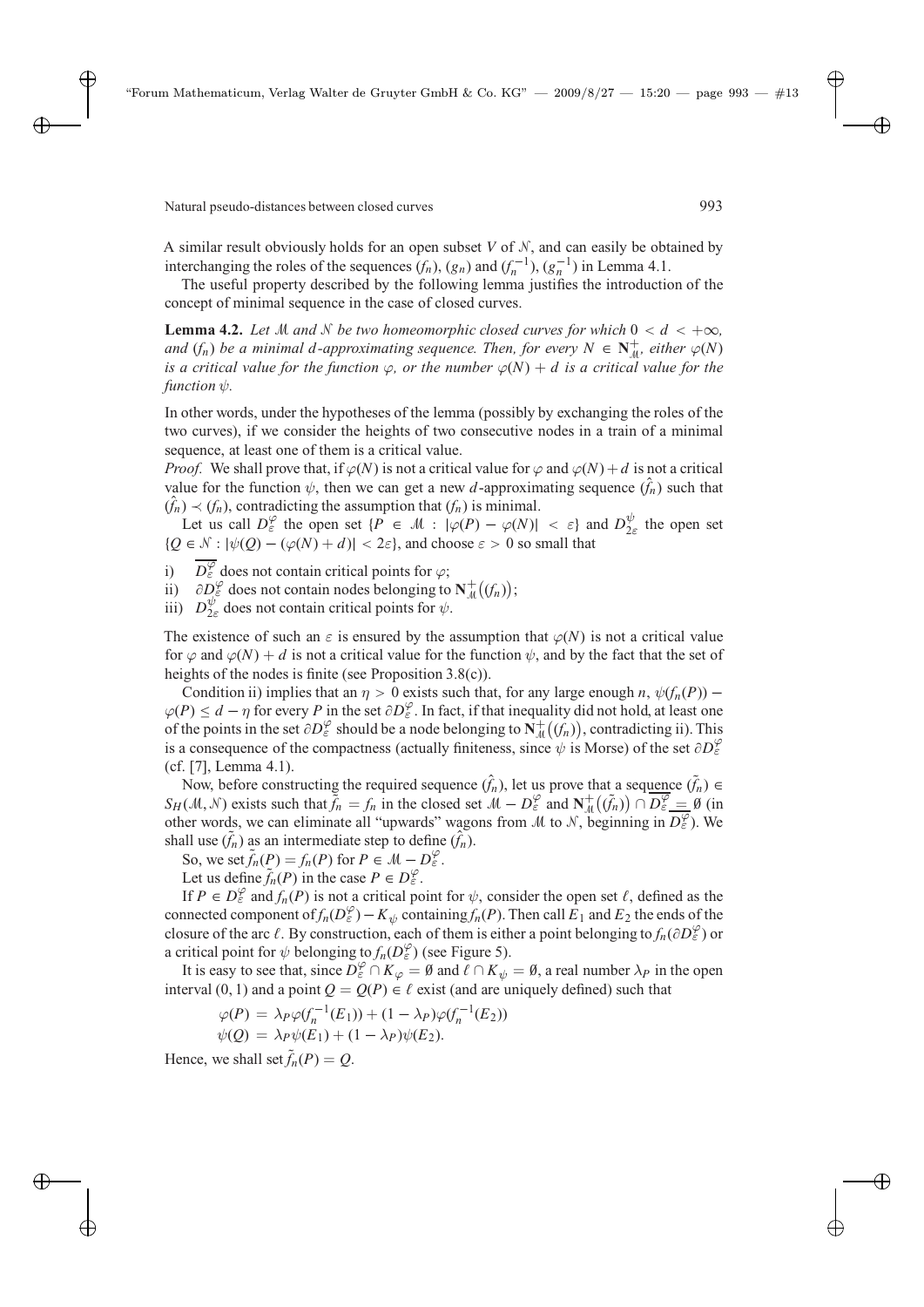A similar result obviously holds for an open subset $V$ of $\mathcal{N}$, and can easily be obtained by interchanging the roles of the sequences $(f_n)$, $(g_n)$ and $(f_n^{-1})$, $(g_n^{-1})$ in Lemma 4.1.

The useful property described by the following lemma justifies the introduction of the concept of minimal sequence in the case of closed curves.

**Lemma 4.2.** *Let $\mathcal{M}$ and $\mathcal{N}$ be two homeomorphic closed curves for which $0 < d < +\infty$, and $(f_n)$ be a minimal $d$-approximating sequence. Then, for every $N \in \mathbf{N}^+_{\mathcal{M}}$, either $\varphi(N)$ is a critical value for the function $\varphi$, or the number $\varphi(N) + d$ is a critical value for the function $\psi$.*

In other words, under the hypotheses of the lemma (possibly by exchanging the roles of the two curves), if we consider the heights of two consecutive nodes in a train of a minimal sequence, at least one of them is a critical value.

*Proof.* We shall prove that, if $\varphi(N)$ is not a critical value for $\varphi$ and $\varphi(N)+d$ is not a critical value for the function $\psi$, then we can get a new $d$-approximating sequence $(\hat{f}_n)$ such that $(\hat{f}_n) \prec (f_n)$, contradicting the assumption that $(f_n)$ is minimal.

Let us call $D^{\varphi}_{\varepsilon}$ the open set $\{P \in \mathcal{M} : |\varphi(P) - \varphi(N)| < \varepsilon\}$ and $D^{\psi}_{2\varepsilon}$ the open set $\{Q \in \mathcal{N} : |\psi(Q) - (\varphi(N) + d)| < 2\varepsilon\}$, and choose $\varepsilon > 0$ so small that

i) $\overline{D^{\varphi}_{\varepsilon}}$ does not contain critical points for $\varphi$;
ii) $\partial D^{\varphi}_{\varepsilon}$ does not contain nodes belonging to $\mathbf{N}^+_{\mathcal{M}}\big((f_n)\big)$;
iii) $D^{\psi}_{2\varepsilon}$ does not contain critical points for $\psi$.

The existence of such an $\varepsilon$ is ensured by the assumption that $\varphi(N)$ is not a critical value for $\varphi$ and $\varphi(N) + d$ is not a critical value for the function $\psi$, and by the fact that the set of heights of the nodes is finite (see Proposition 3.8(c)).

Condition ii) implies that an $\eta > 0$ exists such that, for any large enough $n$, $\psi(f_n(P)) - \varphi(P) \leq d - \eta$ for every $P$ in the set $\partial D^{\varphi}_{\varepsilon}$. In fact, if that inequality did not hold, at least one of the points in the set $\partial D^{\varphi}_{\varepsilon}$ should be a node belonging to $\mathbf{N}^+_{\mathcal{M}}\big((f_n)\big)$, contradicting ii). This is a consequence of the compactness (actually finiteness, since $\psi$ is Morse) of the set $\partial D^{\varphi}_{\varepsilon}$ (cf. [7], Lemma 4.1).

Now, before constructing the required sequence $(\hat{f}_n)$, let us prove that a sequence $(\tilde{f}_n) \in S_H(\mathcal{M}, \mathcal{N})$ exists such that $\tilde{f}_n = f_n$ in the closed set $\mathcal{M} - D^{\varphi}_{\varepsilon}$ and $\mathbf{N}^+_{\mathcal{M}}\big((\tilde{f}_n)\big) \cap \overline{D^{\varphi}_{\varepsilon}} = \emptyset$ (in other words, we can eliminate all "upwards" wagons from $\mathcal{M}$ to $\mathcal{N}$, beginning in $\overline{D^{\varphi}_{\varepsilon}}$). We shall use $(\tilde{f}_n)$ as an intermediate step to define $(\hat{f}_n)$.

So, we set $\tilde{f}_n(P) = f_n(P)$ for $P \in \mathcal{M} - D^{\varphi}_{\varepsilon}$.

Let us define $\tilde{f}_n(P)$ in the case $P \in D^{\varphi}_{\varepsilon}$.

If $P \in D^{\varphi}_{\varepsilon}$ and $f_n(P)$ is not a critical point for $\psi$, consider the open set $\ell$, defined as the connected component of $f_n(D^{\varphi}_{\varepsilon}) - K_{\psi}$ containing $f_n(P)$. Then call $E_1$ and $E_2$ the ends of the closure of the arc $\ell$. By construction, each of them is either a point belonging to $f_n(\partial D^{\varphi}_{\varepsilon})$ or a critical point for $\psi$ belonging to $f_n(D^{\varphi}_{\varepsilon})$ (see Figure 5).

It is easy to see that, since $D^{\varphi}_{\varepsilon} \cap K_{\varphi} = \emptyset$ and $\ell \cap K_{\psi} = \emptyset$, a real number $\lambda_P$ in the open interval $(0, 1)$ and a point $Q = Q(P) \in \ell$ exist (and are uniquely defined) such that

$$\varphi(P) = \lambda_P \varphi(f_n^{-1}(E_1)) + (1 - \lambda_P)\varphi(f_n^{-1}(E_2))$$
$$\psi(Q) = \lambda_P \psi(E_1) + (1 - \lambda_P)\psi(E_2).$$

Hence, we shall set $\tilde{f}_n(P) = Q$.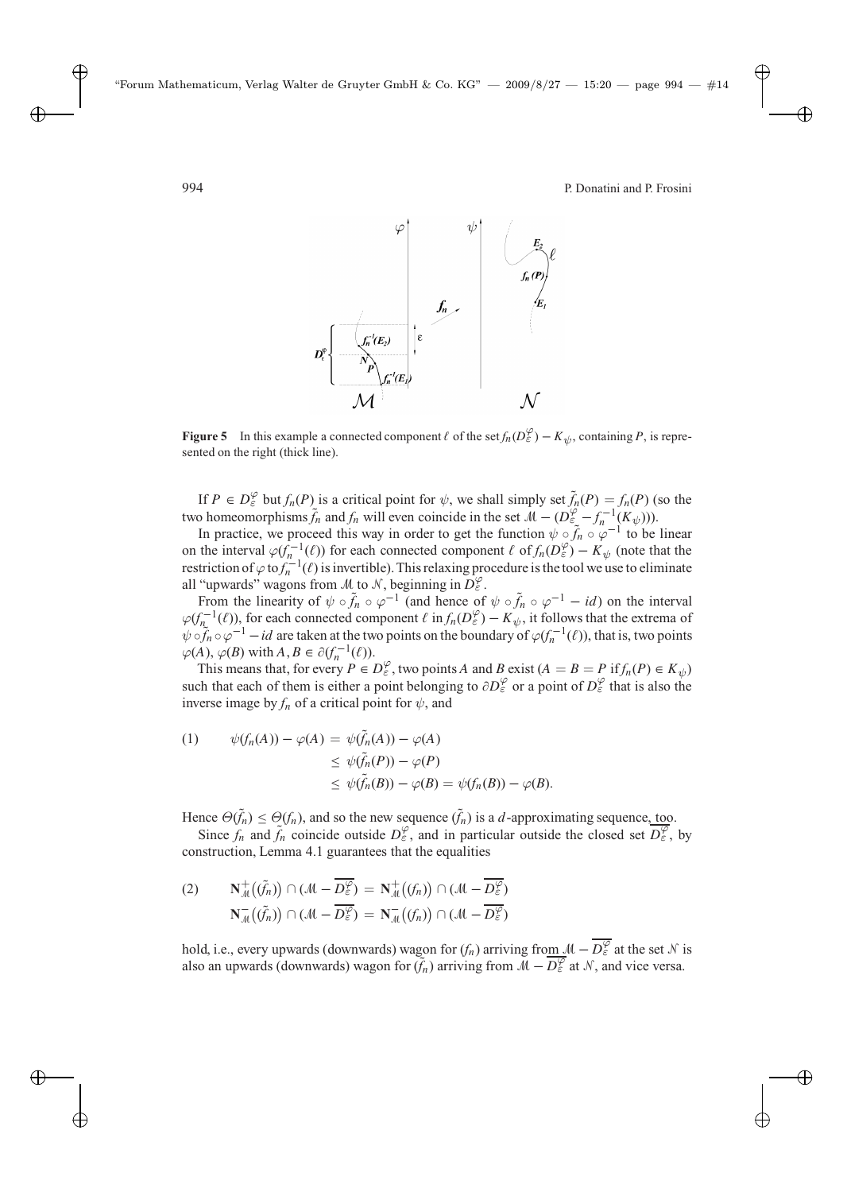**Figure 5** In this example a connected component $\ell$ of the set $f_n(D_\varepsilon^\varphi) - K_\psi$, containing $P$, is represented on the right (thick line).

If $P \in D_\varepsilon^\varphi$ but $f_n(P)$ is a critical point for $\psi$, we shall simply set $\tilde{f}_n(P) = f_n(P)$ (so the two homeomorphisms $\tilde{f}_n$ and $f_n$ will even coincide in the set $\mathcal{M} - (D_\varepsilon^\varphi - f_n^{-1}(K_\psi))$).

In practice, we proceed this way in order to get the function $\psi \circ \tilde{f}_n \circ \varphi^{-1}$ to be linear on the interval $\varphi(f_n^{-1}(\ell))$ for each connected component $\ell$ of $f_n(D_\varepsilon^\varphi) - K_\psi$ (note that the restriction of $\varphi$ to $f_n^{-1}(\ell)$ is invertible). This relaxing procedure is the tool we use to eliminate all "upwards" wagons from $\mathcal{M}$ to $\mathcal{N}$, beginning in $D_\varepsilon^\varphi$.

From the linearity of $\psi \circ \tilde{f}_n \circ \varphi^{-1}$ (and hence of $\psi \circ \tilde{f}_n \circ \varphi^{-1} - id$) on the interval $\varphi(f_n^{-1}(\ell))$, for each connected component $\ell$ in $f_n(D_\varepsilon^\varphi) - K_\psi$, it follows that the extrema of $\psi \circ \tilde{f}_n \circ \varphi^{-1} - id$ are taken at the two points on the boundary of $\varphi(f_n^{-1}(\ell))$, that is, two points $\varphi(A)$, $\varphi(B)$ with $A, B \in \partial(f_n^{-1}(\ell))$.

This means that, for every $P \in D_\varepsilon^\varphi$, two points $A$ and $B$ exist ($A = B = P$ if $f_n(P) \in K_\psi$) such that each of them is either a point belonging to $\partial D_\varepsilon^\varphi$ or a point of $D_\varepsilon^\varphi$ that is also the inverse image by $f_n$ of a critical point for $\psi$, and

$$
\begin{aligned}
(1) \qquad \psi(f_n(A)) - \varphi(A) &= \psi(\tilde{f}_n(A)) - \varphi(A) \\
&\leq \psi(\tilde{f}_n(P)) - \varphi(P) \\
&\leq \psi(\tilde{f}_n(B)) - \varphi(B) = \psi(f_n(B)) - \varphi(B).
\end{aligned}
$$

Hence $\Theta(\tilde{f}_n) \leq \Theta(f_n)$, and so the new sequence $(\tilde{f}_n)$ is a $d$-approximating sequence, too.

Since $f_n$ and $\tilde{f}_n$ coincide outside $D_\varepsilon^\varphi$, and in particular outside the closed set $\overline{D_\varepsilon^\varphi}$, by construction, Lemma 4.1 guarantees that the equalities

$$
\begin{aligned}
(2) \qquad \mathbf{N}_{\mathcal{M}}^{+}\big((\tilde{f}_n)\big) \cap (\mathcal{M} - \overline{D_\varepsilon^\varphi}) &= \mathbf{N}_{\mathcal{M}}^{+}\big((f_n)\big) \cap (\mathcal{M} - \overline{D_\varepsilon^\varphi}) \\
\mathbf{N}_{\mathcal{M}}^{-}\big((\tilde{f}_n)\big) \cap (\mathcal{M} - \overline{D_\varepsilon^\varphi}) &= \mathbf{N}_{\mathcal{M}}^{-}\big((f_n)\big) \cap (\mathcal{M} - \overline{D_\varepsilon^\varphi})
\end{aligned}
$$

hold, i.e., every upwards (downwards) wagon for $(f_n)$ arriving from $\mathcal{M} - \overline{D_\varepsilon^\varphi}$ at the set $\mathcal{N}$ is also an upwards (downwards) wagon for $(\tilde{f}_n)$ arriving from $\mathcal{M} - \overline{D_\varepsilon^\varphi}$ at $\mathcal{N}$, and vice versa.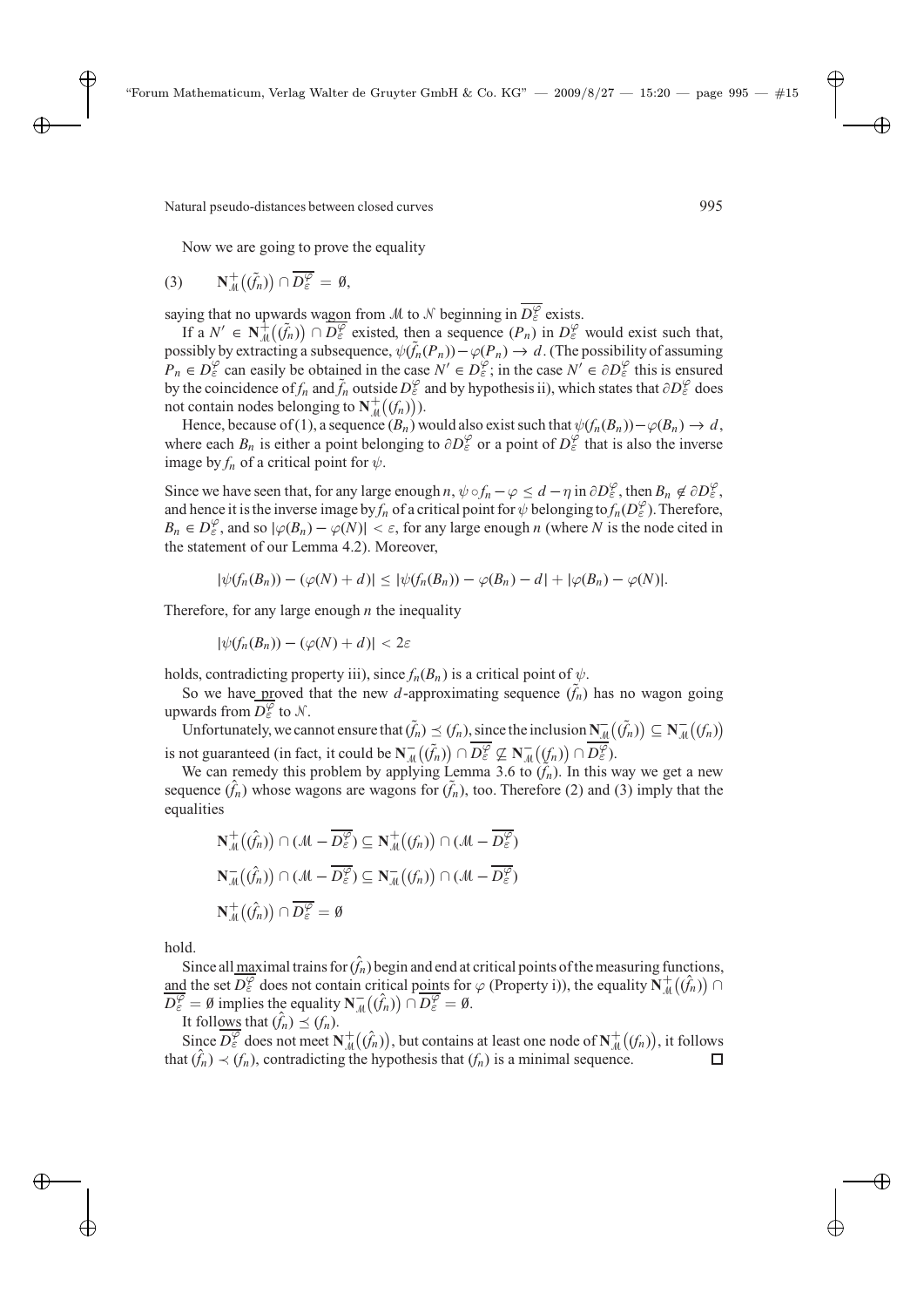Now we are going to prove the equality

$$\mathbf{N}^{+}_{\mathcal{M}}\big((\tilde{f}_n)\big) \cap \overline{D^{\varphi}_{\varepsilon}} = \emptyset, \tag{3}$$

saying that no upwards wagon from $\mathcal{M}$ to $\mathcal{N}$ beginning in $\overline{D^{\varphi}_{\varepsilon}}$ exists.

If a $N' \in \mathbf{N}^{+}_{\mathcal{M}}\big((\tilde{f}_n)\big) \cap \overline{D^{\varphi}_{\varepsilon}}$ existed, then a sequence $(P_n)$ in $D^{\varphi}_{\varepsilon}$ would exist such that, possibly by extracting a subsequence, $\psi(\tilde{f}_n(P_n)) - \varphi(P_n) \to d$. (The possibility of assuming $P_n \in D^{\varphi}_{\varepsilon}$ can easily be obtained in the case $N' \in D^{\varphi}_{\varepsilon}$; in the case $N' \in \partial D^{\varphi}_{\varepsilon}$ this is ensured by the coincidence of $f_n$ and $\tilde{f}_n$ outside $D^{\varphi}_{\varepsilon}$ and by hypothesis ii), which states that $\partial D^{\varphi}_{\varepsilon}$ does not contain nodes belonging to $\mathbf{N}^{+}_{\mathcal{M}}\big((f_n)\big)$).

Hence, because of (1), a sequence $(B_n)$ would also exist such that $\psi(f_n(B_n)) - \varphi(B_n) \to d$, where each $B_n$ is either a point belonging to $\partial D^{\varphi}_{\varepsilon}$ or a point of $D^{\varphi}_{\varepsilon}$ that is also the inverse image by $f_n$ of a critical point for $\psi$.

Since we have seen that, for any large enough $n$, $\psi \circ f_n - \varphi \leq d - \eta$ in $\partial D^{\varphi}_{\varepsilon}$, then $B_n \notin \partial D^{\varphi}_{\varepsilon}$, and hence it is the inverse image by $f_n$ of a critical point for $\psi$ belonging to $f_n(D^{\varphi}_{\varepsilon})$. Therefore, $B_n \in D^{\varphi}_{\varepsilon}$, and so $|\varphi(B_n) - \varphi(N)| < \varepsilon$, for any large enough $n$ (where $N$ is the node cited in the statement of our Lemma 4.2). Moreover,

$$|\psi(f_n(B_n)) - (\varphi(N) + d)| \leq |\psi(f_n(B_n)) - \varphi(B_n) - d| + |\varphi(B_n) - \varphi(N)|.$$

Therefore, for any large enough $n$ the inequality

$$|\psi(f_n(B_n)) - (\varphi(N) + d)| < 2\varepsilon$$

holds, contradicting property iii), since $f_n(B_n)$ is a critical point of $\psi$.

So we have proved that the new $d$-approximating sequence $(\tilde{f}_n)$ has no wagon going upwards from $\overline{D^{\varphi}_{\varepsilon}}$ to $\mathcal{N}$.

Unfortunately, we cannot ensure that $(\tilde{f}_n) \preceq (f_n)$, since the inclusion $\mathbf{N}^{-}_{\mathcal{M}}\big((\tilde{f}_n)\big) \subseteq \mathbf{N}^{-}_{\mathcal{M}}\big((f_n)\big)$ is not guaranteed (in fact, it could be $\mathbf{N}^{-}_{\mathcal{M}}\big((\tilde{f}_n)\big) \cap \overline{D^{\varphi}_{\varepsilon}} \not\subseteq \mathbf{N}^{-}_{\mathcal{M}}\big((f_n)\big) \cap \overline{D^{\varphi}_{\varepsilon}}$).

We can remedy this problem by applying Lemma 3.6 to $(\tilde{f}_n)$. In this way we get a new sequence $(\hat{f}_n)$ whose wagons are wagons for $(\tilde{f}_n)$, too. Therefore (2) and (3) imply that the equalities

$$\mathbf{N}^{+}_{\mathcal{M}}\big((\hat{f}_n)\big) \cap (\mathcal{M} - \overline{D^{\varphi}_{\varepsilon}}) \subseteq \mathbf{N}^{+}_{\mathcal{M}}\big((f_n)\big) \cap (\mathcal{M} - \overline{D^{\varphi}_{\varepsilon}})$$

$$\mathbf{N}^{-}_{\mathcal{M}}\big((\hat{f}_n)\big) \cap (\mathcal{M} - \overline{D^{\varphi}_{\varepsilon}}) \subseteq \mathbf{N}^{-}_{\mathcal{M}}\big((f_n)\big) \cap (\mathcal{M} - \overline{D^{\varphi}_{\varepsilon}})$$

$$\mathbf{N}^{+}_{\mathcal{M}}\big((\hat{f}_n)\big) \cap \overline{D^{\varphi}_{\varepsilon}} = \emptyset$$

hold.

Since all maximal trains for $(\hat{f}_n)$ begin and end at critical points of the measuring functions, and the set $\overline{D^{\varphi}_{\varepsilon}}$ does not contain critical points for $\varphi$ (Property i)), the equality $\mathbf{N}^{+}_{\mathcal{M}}\big((\hat{f}_n)\big) \cap \overline{D^{\varphi}_{\varepsilon}} = \emptyset$ implies the equality $\mathbf{N}^{-}_{\mathcal{M}}\big((\hat{f}_n)\big) \cap \overline{D^{\varphi}_{\varepsilon}} = \emptyset$.

It follows that $(\hat{f}_n) \preceq (f_n)$.

Since $\overline{D^{\varphi}_{\varepsilon}}$ does not meet $\mathbf{N}^{+}_{\mathcal{M}}\big((\hat{f}_n)\big)$, but contains at least one node of $\mathbf{N}^{+}_{\mathcal{M}}\big((f_n)\big)$, it follows that $(\hat{f}_n) \prec (f_n)$, contradicting the hypothesis that $(f_n)$ is a minimal sequence. □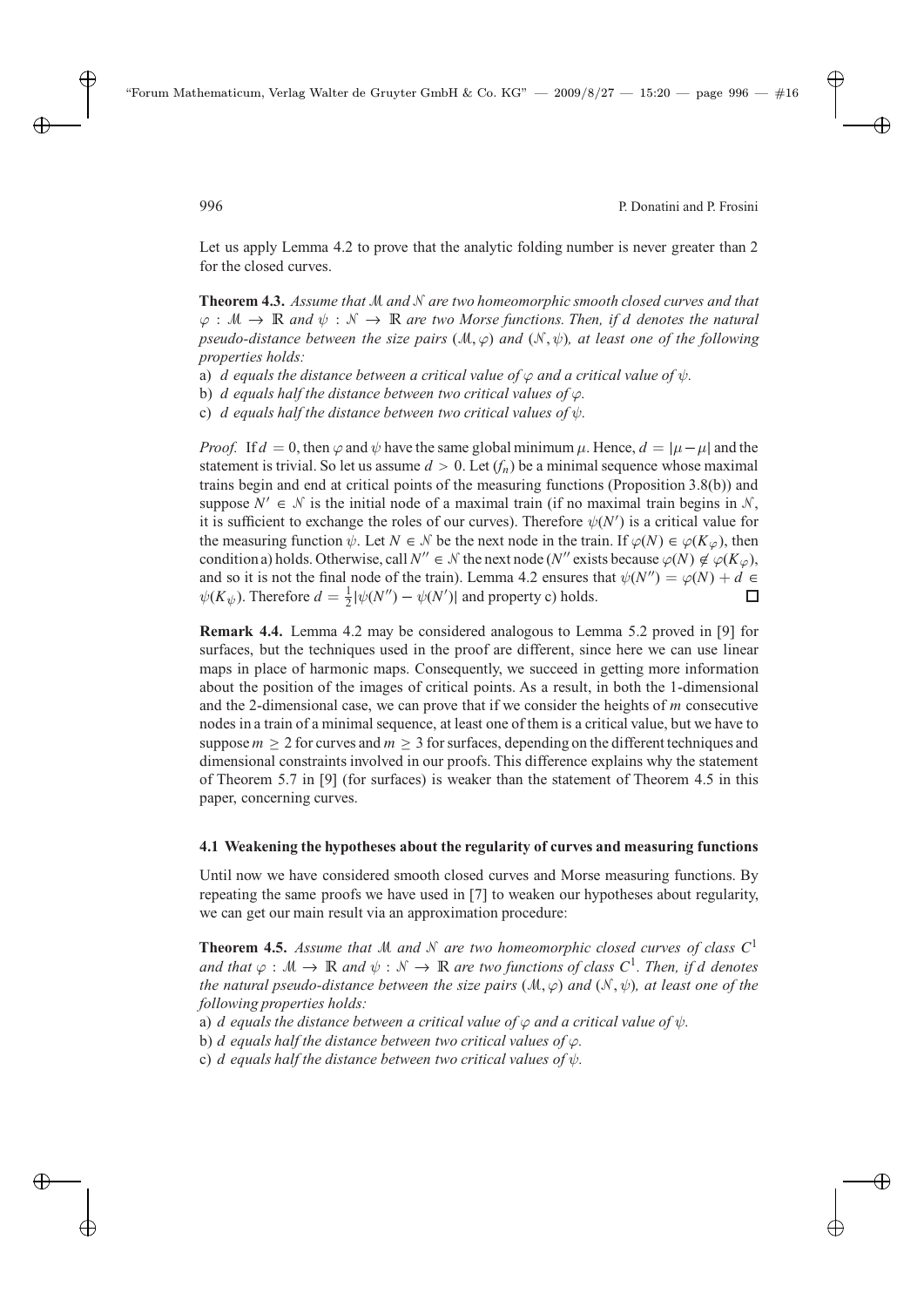Let us apply Lemma 4.2 to prove that the analytic folding number is never greater than 2 for the closed curves.

**Theorem 4.3.** *Assume that $\mathcal{M}$ and $\mathcal{N}$ are two homeomorphic smooth closed curves and that $\varphi : \mathcal{M} \to \mathbb{R}$ and $\psi : \mathcal{N} \to \mathbb{R}$ are two Morse functions. Then, if $d$ denotes the natural pseudo-distance between the size pairs $(\mathcal{M}, \varphi)$ and $(\mathcal{N}, \psi)$, at least one of the following properties holds:*

a) *$d$ equals the distance between a critical value of $\varphi$ and a critical value of $\psi$.*

b) *$d$ equals half the distance between two critical values of $\varphi$.*

c) *$d$ equals half the distance between two critical values of $\psi$.*

*Proof.* If $d = 0$, then $\varphi$ and $\psi$ have the same global minimum $\mu$. Hence, $d = |\mu - \mu|$ and the statement is trivial. So let us assume $d > 0$. Let $(f_n)$ be a minimal sequence whose maximal trains begin and end at critical points of the measuring functions (Proposition 3.8(b)) and suppose $N' \in \mathcal{N}$ is the initial node of a maximal train (if no maximal train begins in $\mathcal{N}$, it is sufficient to exchange the roles of our curves). Therefore $\psi(N')$ is a critical value for the measuring function $\psi$. Let $N \in \mathcal{N}$ be the next node in the train. If $\varphi(N) \in \varphi(K_\varphi)$, then condition a) holds. Otherwise, call $N'' \in \mathcal{N}$ the next node ($N''$ exists because $\varphi(N) \notin \varphi(K_\varphi)$, and so it is not the final node of the train). Lemma 4.2 ensures that $\psi(N'') = \varphi(N) + d \in \psi(K_\psi)$. Therefore $d = \frac{1}{2}|\psi(N'') - \psi(N')|$ and property c) holds. $\square$

**Remark 4.4.** Lemma 4.2 may be considered analogous to Lemma 5.2 proved in [9] for surfaces, but the techniques used in the proof are different, since here we can use linear maps in place of harmonic maps. Consequently, we succeed in getting more information about the position of the images of critical points. As a result, in both the 1-dimensional and the 2-dimensional case, we can prove that if we consider the heights of $m$ consecutive nodes in a train of a minimal sequence, at least one of them is a critical value, but we have to suppose $m \geq 2$ for curves and $m \geq 3$ for surfaces, depending on the different techniques and dimensional constraints involved in our proofs. This difference explains why the statement of Theorem 5.7 in [9] (for surfaces) is weaker than the statement of Theorem 4.5 in this paper, concerning curves.

### 4.1 Weakening the hypotheses about the regularity of curves and measuring functions

Until now we have considered smooth closed curves and Morse measuring functions. By repeating the same proofs we have used in [7] to weaken our hypotheses about regularity, we can get our main result via an approximation procedure:

**Theorem 4.5.** *Assume that $\mathcal{M}$ and $\mathcal{N}$ are two homeomorphic closed curves of class $C^1$ and that $\varphi : \mathcal{M} \to \mathbb{R}$ and $\psi : \mathcal{N} \to \mathbb{R}$ are two functions of class $C^1$. Then, if $d$ denotes the natural pseudo-distance between the size pairs $(\mathcal{M}, \varphi)$ and $(\mathcal{N}, \psi)$, at least one of the following properties holds:*

a) *$d$ equals the distance between a critical value of $\varphi$ and a critical value of $\psi$.*

b) *$d$ equals half the distance between two critical values of $\varphi$.*

c) *$d$ equals half the distance between two critical values of $\psi$.*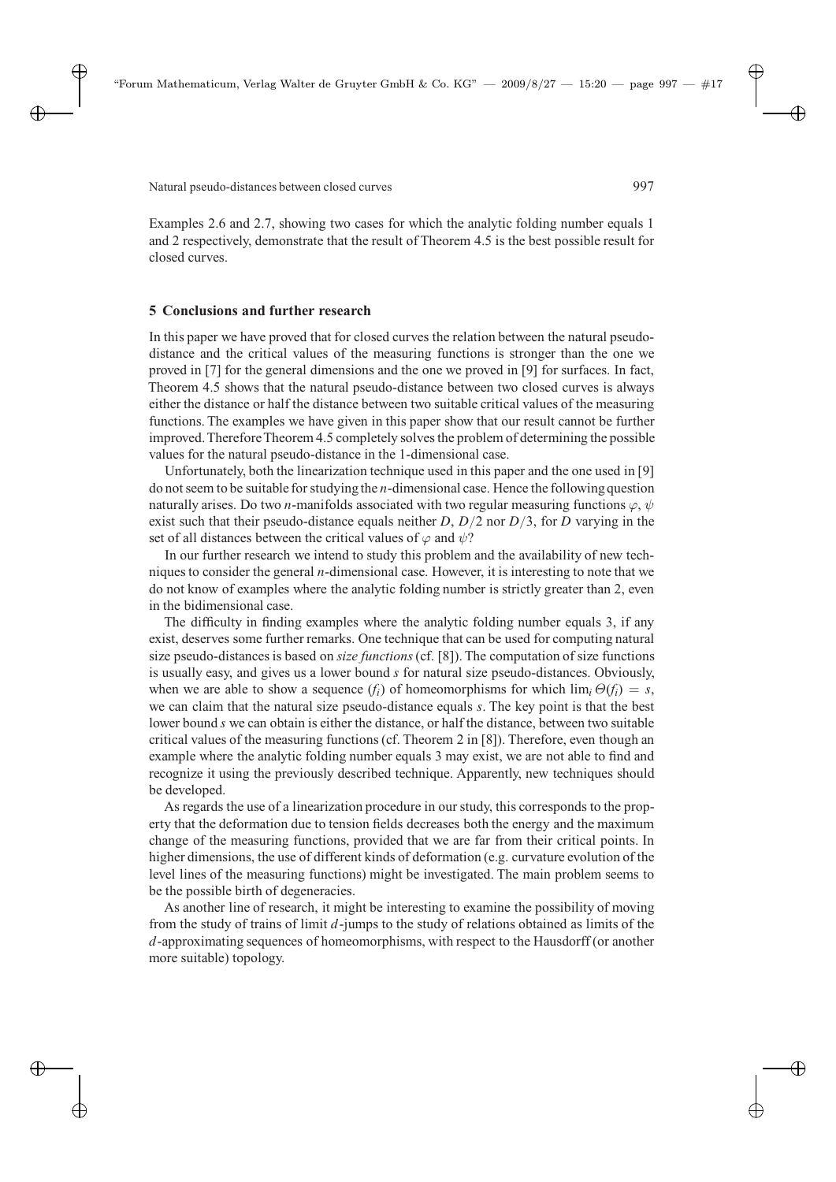Examples 2.6 and 2.7, showing two cases for which the analytic folding number equals 1 and 2 respectively, demonstrate that the result of Theorem 4.5 is the best possible result for closed curves.

## 5 Conclusions and further research

In this paper we have proved that for closed curves the relation between the natural pseudo-distance and the critical values of the measuring functions is stronger than the one we proved in [7] for the general dimensions and the one we proved in [9] for surfaces. In fact, Theorem 4.5 shows that the natural pseudo-distance between two closed curves is always either the distance or half the distance between two suitable critical values of the measuring functions. The examples we have given in this paper show that our result cannot be further improved. Therefore Theorem 4.5 completely solves the problem of determining the possible values for the natural pseudo-distance in the 1-dimensional case.

Unfortunately, both the linearization technique used in this paper and the one used in [9] do not seem to be suitable for studying the $n$-dimensional case. Hence the following question naturally arises. Do two $n$-manifolds associated with two regular measuring functions $\varphi$, $\psi$ exist such that their pseudo-distance equals neither $D$, $D/2$ nor $D/3$, for $D$ varying in the set of all distances between the critical values of $\varphi$ and $\psi$?

In our further research we intend to study this problem and the availability of new techniques to consider the general $n$-dimensional case. However, it is interesting to note that we do not know of examples where the analytic folding number is strictly greater than 2, even in the bidimensional case.

The difficulty in finding examples where the analytic folding number equals 3, if any exist, deserves some further remarks. One technique that can be used for computing natural size pseudo-distances is based on *size functions* (cf. [8]). The computation of size functions is usually easy, and gives us a lower bound $s$ for natural size pseudo-distances. Obviously, when we are able to show a sequence $(f_i)$ of homeomorphisms for which $\lim_i \Theta(f_i) = s$, we can claim that the natural size pseudo-distance equals $s$. The key point is that the best lower bound $s$ we can obtain is either the distance, or half the distance, between two suitable critical values of the measuring functions (cf. Theorem 2 in [8]). Therefore, even though an example where the analytic folding number equals 3 may exist, we are not able to find and recognize it using the previously described technique. Apparently, new techniques should be developed.

As regards the use of a linearization procedure in our study, this corresponds to the property that the deformation due to tension fields decreases both the energy and the maximum change of the measuring functions, provided that we are far from their critical points. In higher dimensions, the use of different kinds of deformation (e.g. curvature evolution of the level lines of the measuring functions) might be investigated. The main problem seems to be the possible birth of degeneracies.

As another line of research, it might be interesting to examine the possibility of moving from the study of trains of limit $d$-jumps to the study of relations obtained as limits of the $d$-approximating sequences of homeomorphisms, with respect to the Hausdorff (or another more suitable) topology.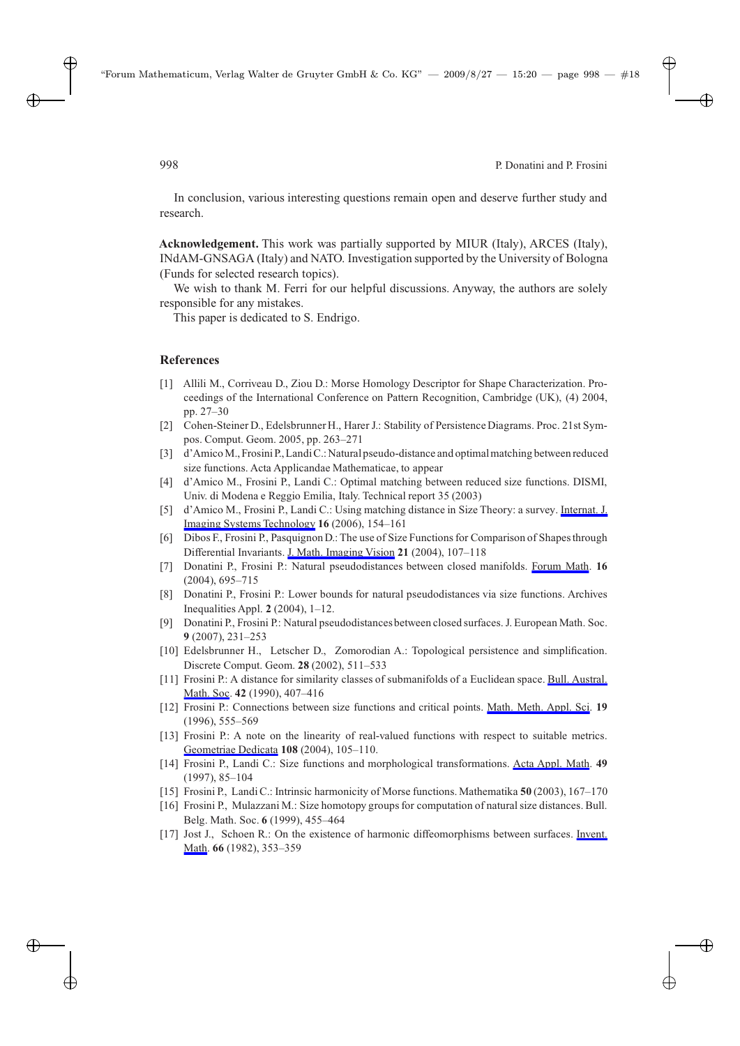In conclusion, various interesting questions remain open and deserve further study and research.

**Acknowledgement.** This work was partially supported by MIUR (Italy), ARCES (Italy), INdAM-GNSAGA (Italy) and NATO. Investigation supported by the University of Bologna (Funds for selected research topics).

We wish to thank M. Ferri for our helpful discussions. Anyway, the authors are solely responsible for any mistakes.

This paper is dedicated to S. Endrigo.

## References

[1] Allili M., Corriveau D., Ziou D.: Morse Homology Descriptor for Shape Characterization. Proceedings of the International Conference on Pattern Recognition, Cambridge (UK), (4) 2004, pp. 27–30

[2] Cohen-Steiner D., Edelsbrunner H., Harer J.: Stability of Persistence Diagrams. Proc. 21st Sympos. Comput. Geom. 2005, pp. 263–271

[3] d'Amico M., Frosini P., Landi C.: Natural pseudo-distance and optimal matching between reduced size functions. Acta Applicandae Mathematicae, to appear

[4] d'Amico M., Frosini P., Landi C.: Optimal matching between reduced size functions. DISMI, Univ. di Modena e Reggio Emilia, Italy. Technical report 35 (2003)

[5] d'Amico M., Frosini P., Landi C.: Using matching distance in Size Theory: a survey. Internat. J. Imaging Systems Technology **16** (2006), 154–161

[6] Dibos F., Frosini P., Pasquignon D.: The use of Size Functions for Comparison of Shapes through Differential Invariants. J. Math. Imaging Vision **21** (2004), 107–118

[7] Donatini P., Frosini P.: Natural pseudodistances between closed manifolds. Forum Math. **16** (2004), 695–715

[8] Donatini P., Frosini P.: Lower bounds for natural pseudodistances via size functions. Archives Inequalities Appl. **2** (2004), 1–12.

[9] Donatini P., Frosini P.: Natural pseudodistances between closed surfaces. J. European Math. Soc. **9** (2007), 231–253

[10] Edelsbrunner H., Letscher D., Zomorodian A.: Topological persistence and simplification. Discrete Comput. Geom. **28** (2002), 511–533

[11] Frosini P.: A distance for similarity classes of submanifolds of a Euclidean space. Bull. Austral. Math. Soc. **42** (1990), 407–416

[12] Frosini P.: Connections between size functions and critical points. Math. Meth. Appl. Sci. **19** (1996), 555–569

[13] Frosini P.: A note on the linearity of real-valued functions with respect to suitable metrics. Geometriae Dedicata **108** (2004), 105–110.

[14] Frosini P., Landi C.: Size functions and morphological transformations. Acta Appl. Math. **49** (1997), 85–104

[15] Frosini P., Landi C.: Intrinsic harmonicity of Morse functions. Mathematika **50** (2003), 167–170

[16] Frosini P., Mulazzani M.: Size homotopy groups for computation of natural size distances. Bull. Belg. Math. Soc. **6** (1999), 455–464

[17] Jost J., Schoen R.: On the existence of harmonic diffeomorphisms between surfaces. Invent. Math. **66** (1982), 353–359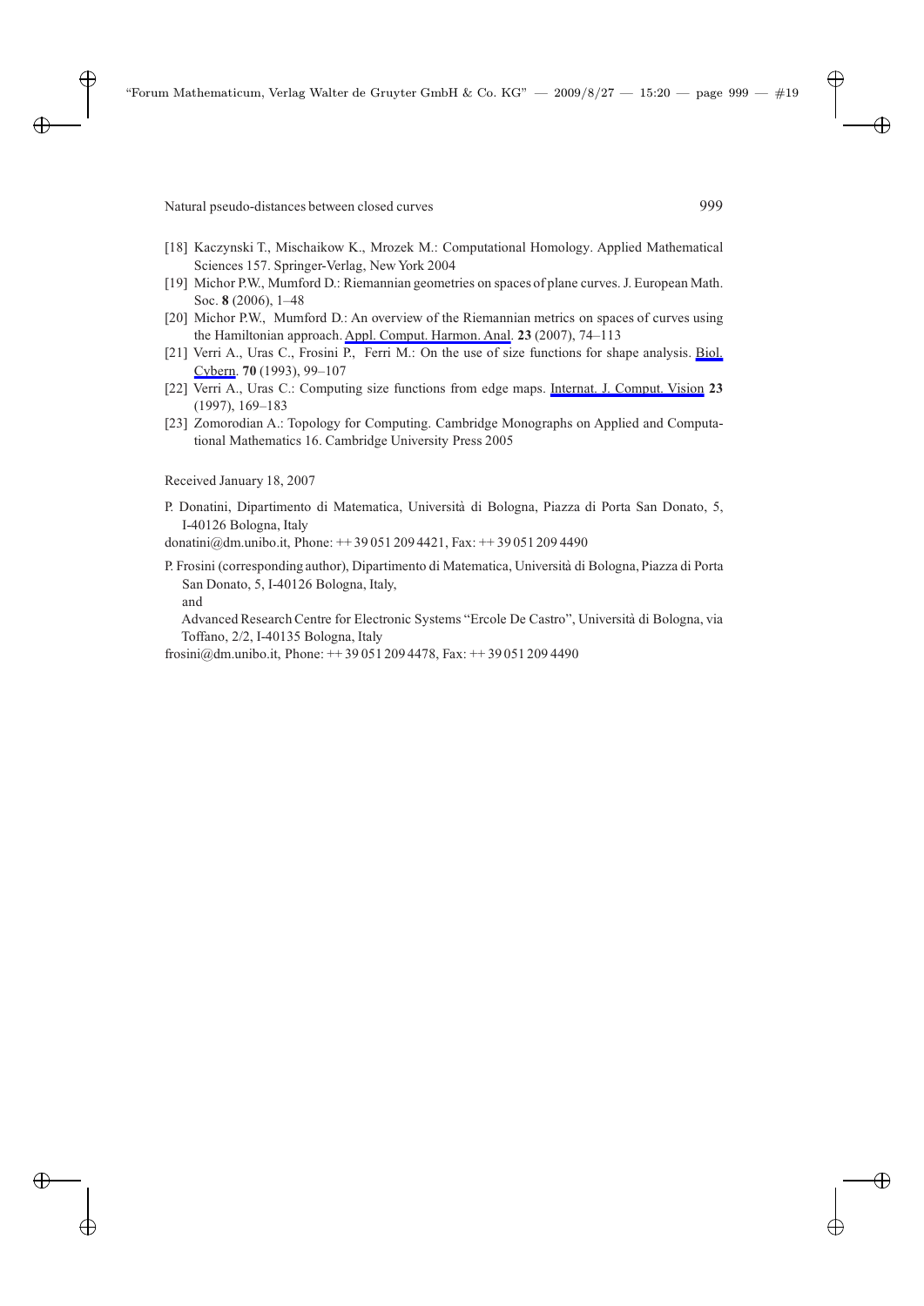[18] Kaczynski T., Mischaikow K., Mrozek M.: Computational Homology. Applied Mathematical Sciences 157. Springer-Verlag, New York 2004

[19] Michor P.W., Mumford D.: Riemannian geometries on spaces of plane curves. J. European Math. Soc. **8** (2006), 1–48

[20] Michor P.W., Mumford D.: An overview of the Riemannian metrics on spaces of curves using the Hamiltonian approach. Appl. Comput. Harmon. Anal. **23** (2007), 74–113

[21] Verri A., Uras C., Frosini P., Ferri M.: On the use of size functions for shape analysis. Biol. Cybern. **70** (1993), 99–107

[22] Verri A., Uras C.: Computing size functions from edge maps. Internat. J. Comput. Vision **23** (1997), 169–183

[23] Zomorodian A.: Topology for Computing. Cambridge Monographs on Applied and Computational Mathematics 16. Cambridge University Press 2005

Received January 18, 2007

P. Donatini, Dipartimento di Matematica, Università di Bologna, Piazza di Porta San Donato, 5, I-40126 Bologna, Italy

donatini@dm.unibo.it, Phone: ++ 39 051 209 4421, Fax: ++ 39 051 209 4490

P. Frosini (corresponding author), Dipartimento di Matematica, Università di Bologna, Piazza di Porta San Donato, 5, I-40126 Bologna, Italy,
and
Advanced Research Centre for Electronic Systems "Ercole De Castro", Università di Bologna, via Toffano, 2/2, I-40135 Bologna, Italy

frosini@dm.unibo.it, Phone: ++ 39 051 209 4478, Fax: ++ 39 051 209 4490